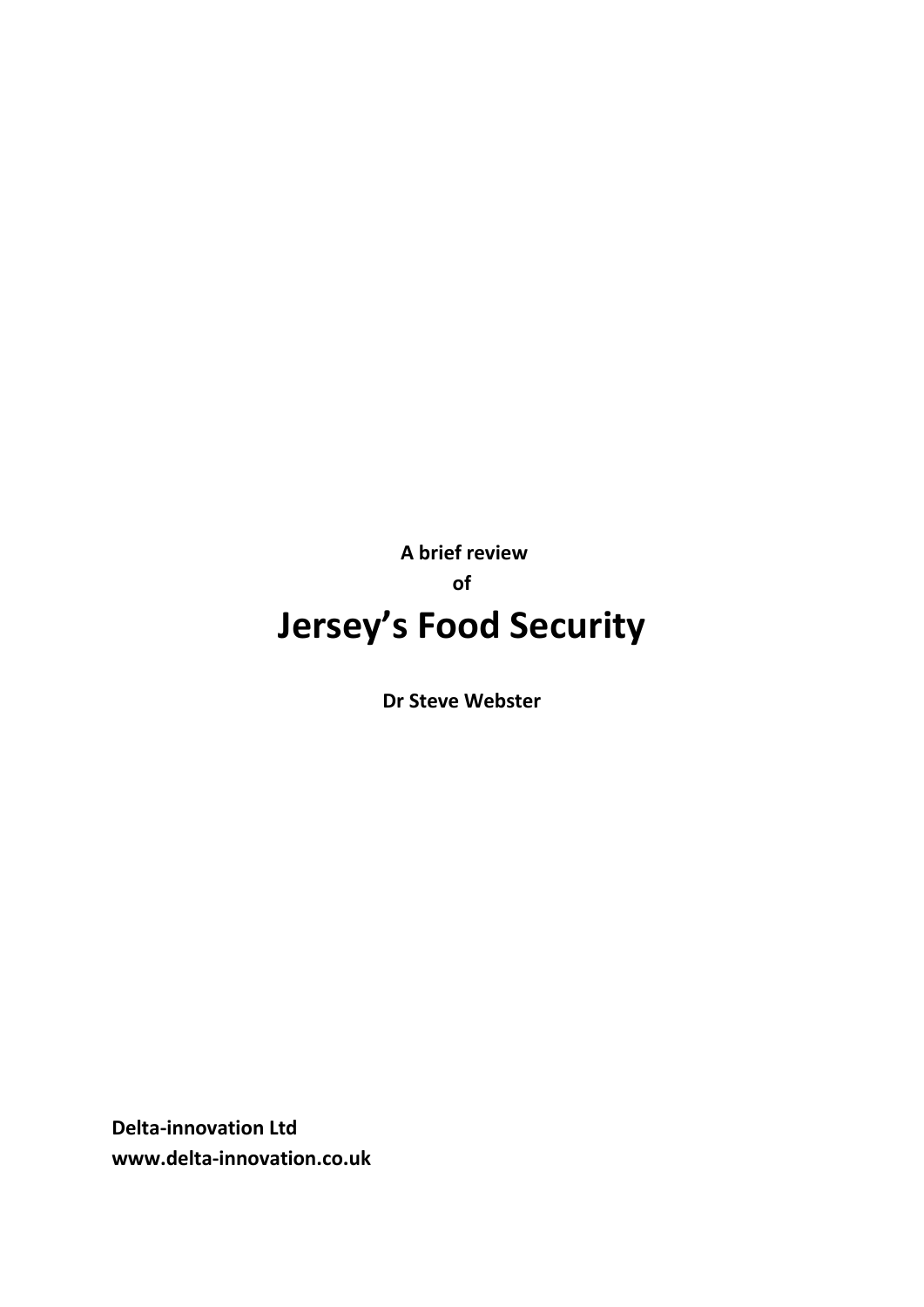**A brief review**

**of**

# Jersey's Food Security

**Dr Steve Webster**

**Delta-innovation Ltd**
**www.delta-innovation.co.uk**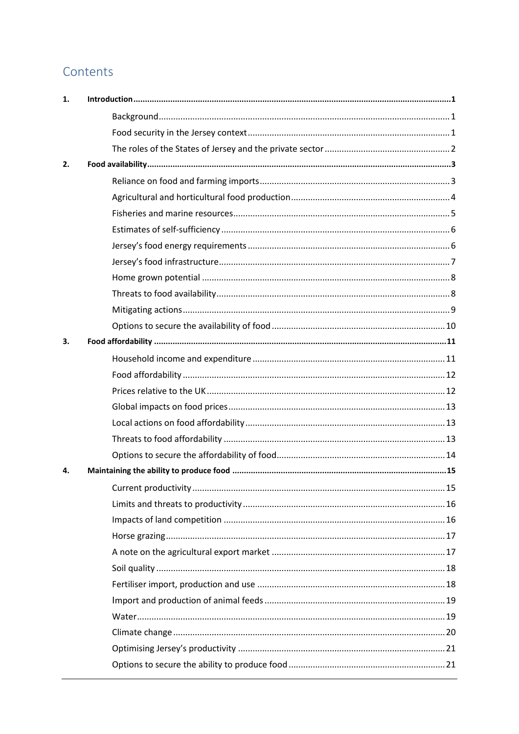# Contents

1. **Introduction** ... **1**
   - Background ... 1
   - Food security in the Jersey context ... 1
   - The roles of the States of Jersey and the private sector ... 2
2. **Food availability** ... **3**
   - Reliance on food and farming imports ... 3
   - Agricultural and horticultural food production ... 4
   - Fisheries and marine resources ... 5
   - Estimates of self-sufficiency ... 6
   - Jersey's food energy requirements ... 6
   - Jersey's food infrastructure ... 7
   - Home grown potential ... 8
   - Threats to food availability ... 8
   - Mitigating actions ... 9
   - Options to secure the availability of food ... 10
3. **Food affordability** ... **11**
   - Household income and expenditure ... 11
   - Food affordability ... 12
   - Prices relative to the UK ... 12
   - Global impacts on food prices ... 13
   - Local actions on food affordability ... 13
   - Threats to food affordability ... 13
   - Options to secure the affordability of food ... 14
4. **Maintaining the ability to produce food** ... **15**
   - Current productivity ... 15
   - Limits and threats to productivity ... 16
   - Impacts of land competition ... 16
   - Horse grazing ... 17
   - A note on the agricultural export market ... 17
   - Soil quality ... 18
   - Fertiliser import, production and use ... 18
   - Import and production of animal feeds ... 19
   - Water ... 19
   - Climate change ... 20
   - Optimising Jersey's productivity ... 21
   - Options to secure the ability to produce food ... 21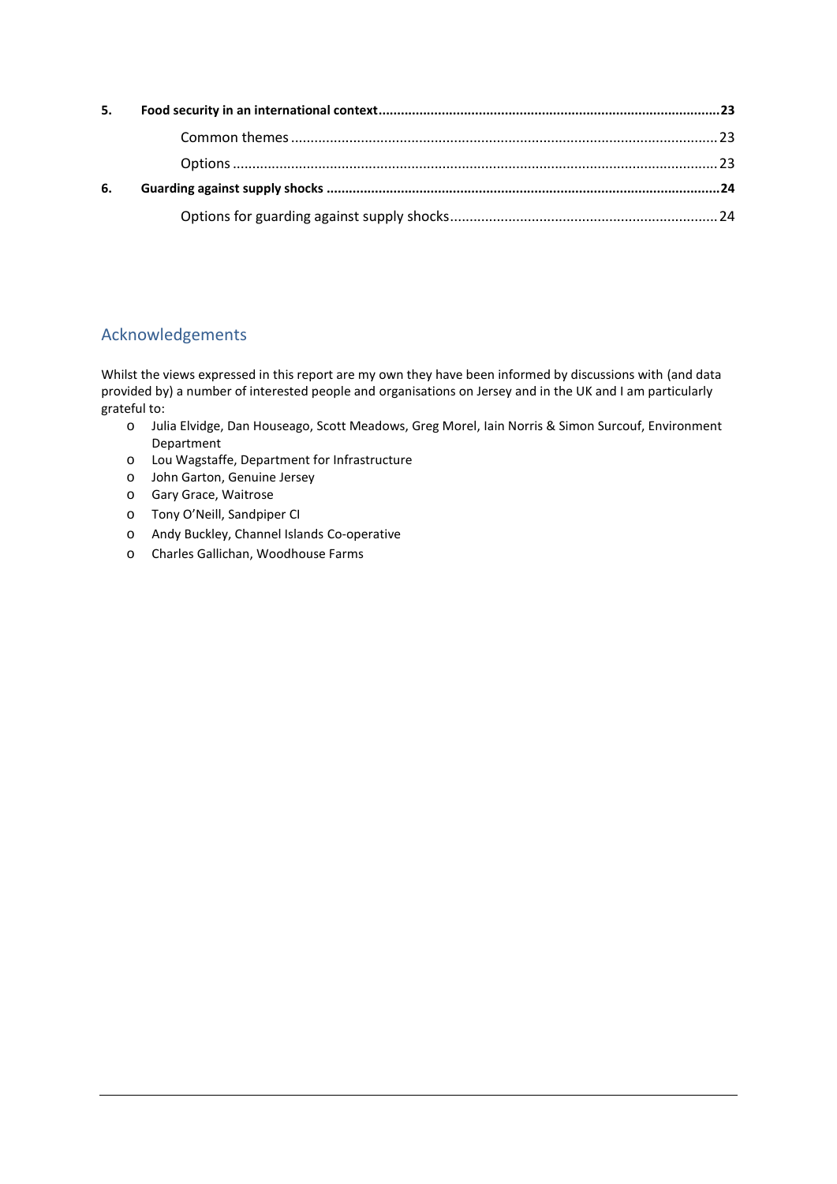**5. Food security in an international context** .......... **23**

Common themes .......... 23

Options .......... 23

**6. Guarding against supply shocks** .......... **24**

Options for guarding against supply shocks .......... 24

## Acknowledgements

Whilst the views expressed in this report are my own they have been informed by discussions with (and data provided by) a number of interested people and organisations on Jersey and in the UK and I am particularly grateful to:

- Julia Elvidge, Dan Houseago, Scott Meadows, Greg Morel, Iain Norris & Simon Surcouf, Environment Department
- Lou Wagstaffe, Department for Infrastructure
- John Garton, Genuine Jersey
- Gary Grace, Waitrose
- Tony O'Neill, Sandpiper CI
- Andy Buckley, Channel Islands Co-operative
- Charles Gallichan, Woodhouse Farms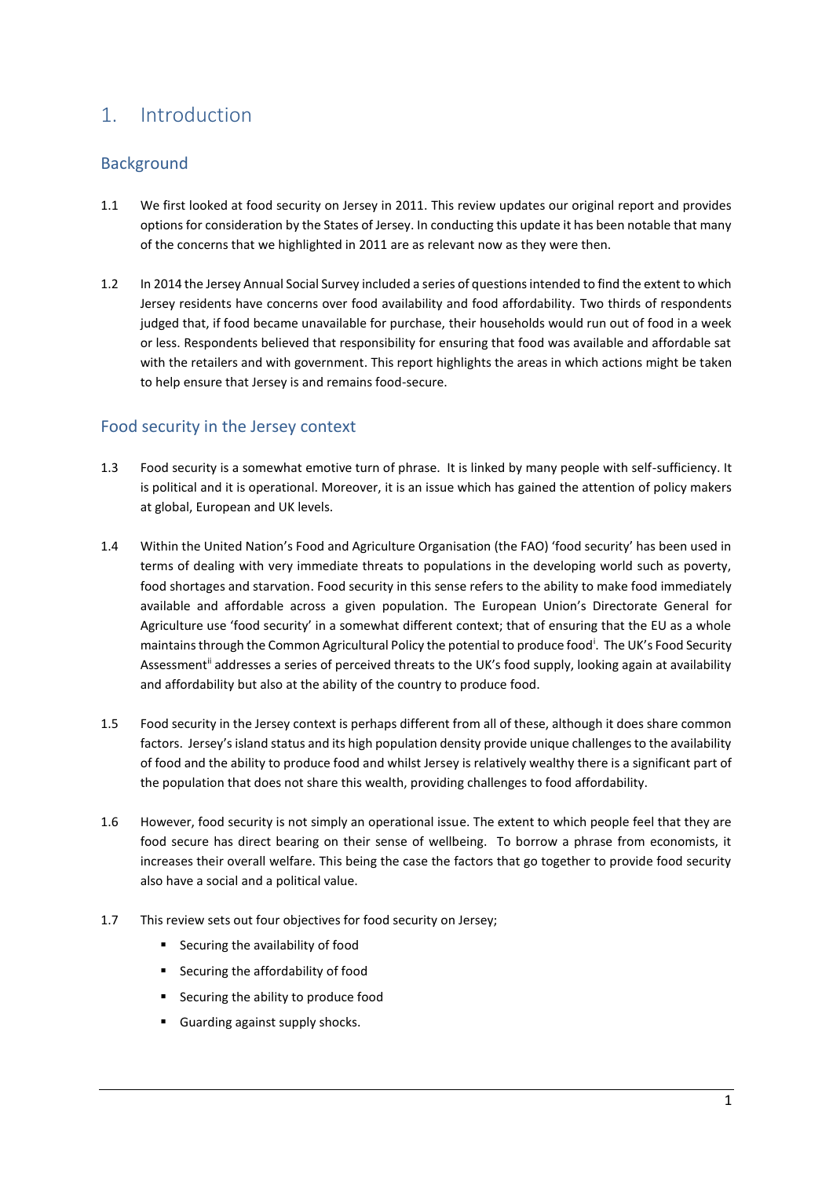# 1. Introduction

## Background

1.1 We first looked at food security on Jersey in 2011. This review updates our original report and provides options for consideration by the States of Jersey. In conducting this update it has been notable that many of the concerns that we highlighted in 2011 are as relevant now as they were then.

1.2 In 2014 the Jersey Annual Social Survey included a series of questions intended to find the extent to which Jersey residents have concerns over food availability and food affordability. Two thirds of respondents judged that, if food became unavailable for purchase, their households would run out of food in a week or less. Respondents believed that responsibility for ensuring that food was available and affordable sat with the retailers and with government. This report highlights the areas in which actions might be taken to help ensure that Jersey is and remains food-secure.

## Food security in the Jersey context

1.3 Food security is a somewhat emotive turn of phrase. It is linked by many people with self-sufficiency. It is political and it is operational. Moreover, it is an issue which has gained the attention of policy makers at global, European and UK levels.

1.4 Within the United Nation's Food and Agriculture Organisation (the FAO) 'food security' has been used in terms of dealing with very immediate threats to populations in the developing world such as poverty, food shortages and starvation. Food security in this sense refers to the ability to make food immediately available and affordable across a given population. The European Union's Directorate General for Agriculture use 'food security' in a somewhat different context; that of ensuring that the EU as a whole maintains through the Common Agricultural Policy the potential to produce food[i]. The UK's Food Security Assessment[ii] addresses a series of perceived threats to the UK's food supply, looking again at availability and affordability but also at the ability of the country to produce food.

1.5 Food security in the Jersey context is perhaps different from all of these, although it does share common factors. Jersey's island status and its high population density provide unique challenges to the availability of food and the ability to produce food and whilst Jersey is relatively wealthy there is a significant part of the population that does not share this wealth, providing challenges to food affordability.

1.6 However, food security is not simply an operational issue. The extent to which people feel that they are food secure has direct bearing on their sense of wellbeing. To borrow a phrase from economists, it increases their overall welfare. This being the case the factors that go together to provide food security also have a social and a political value.

1.7 This review sets out four objectives for food security on Jersey;

- Securing the availability of food
- Securing the affordability of food
- Securing the ability to produce food
- Guarding against supply shocks.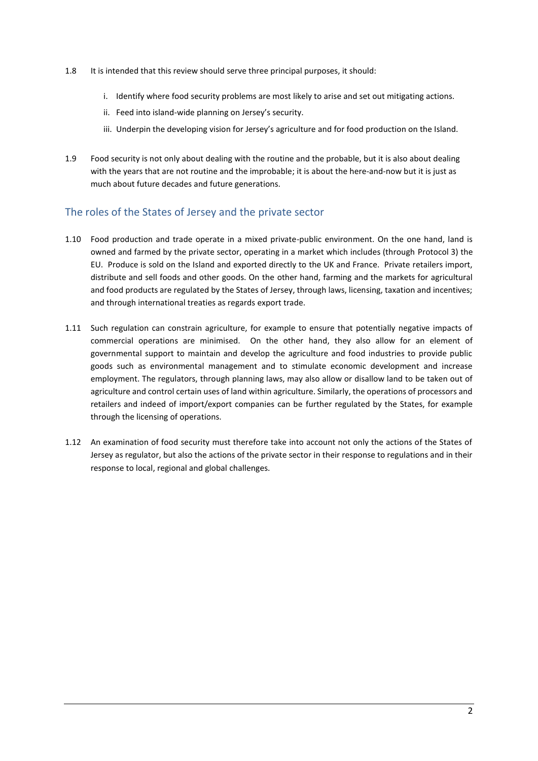1.8 It is intended that this review should serve three principal purposes, it should:

   i. Identify where food security problems are most likely to arise and set out mitigating actions.
   ii. Feed into island-wide planning on Jersey's security.
   iii. Underpin the developing vision for Jersey's agriculture and for food production on the Island.

1.9 Food security is not only about dealing with the routine and the probable, but it is also about dealing with the years that are not routine and the improbable; it is about the here-and-now but it is just as much about future decades and future generations.

## The roles of the States of Jersey and the private sector

1.10 Food production and trade operate in a mixed private-public environment. On the one hand, land is owned and farmed by the private sector, operating in a market which includes (through Protocol 3) the EU. Produce is sold on the Island and exported directly to the UK and France. Private retailers import, distribute and sell foods and other goods. On the other hand, farming and the markets for agricultural and food products are regulated by the States of Jersey, through laws, licensing, taxation and incentives; and through international treaties as regards export trade.

1.11 Such regulation can constrain agriculture, for example to ensure that potentially negative impacts of commercial operations are minimised. On the other hand, they also allow for an element of governmental support to maintain and develop the agriculture and food industries to provide public goods such as environmental management and to stimulate economic development and increase employment. The regulators, through planning laws, may also allow or disallow land to be taken out of agriculture and control certain uses of land within agriculture. Similarly, the operations of processors and retailers and indeed of import/export companies can be further regulated by the States, for example through the licensing of operations.

1.12 An examination of food security must therefore take into account not only the actions of the States of Jersey as regulator, but also the actions of the private sector in their response to regulations and in their response to local, regional and global challenges.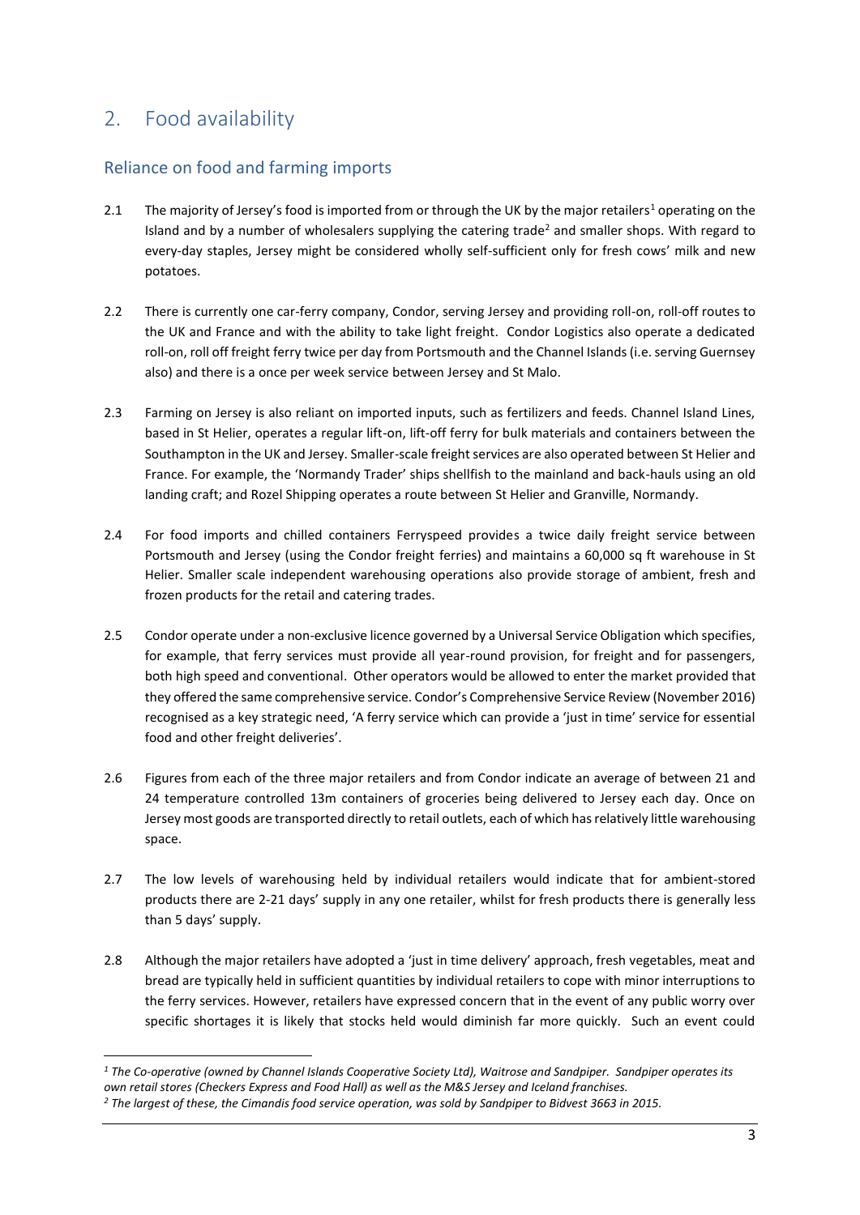## 2. Food availability

### Reliance on food and farming imports

2.1 The majority of Jersey's food is imported from or through the UK by the major retailers[1] operating on the Island and by a number of wholesalers supplying the catering trade[2] and smaller shops. With regard to every-day staples, Jersey might be considered wholly self-sufficient only for fresh cows' milk and new potatoes.

2.2 There is currently one car-ferry company, Condor, serving Jersey and providing roll-on, roll-off routes to the UK and France and with the ability to take light freight. Condor Logistics also operate a dedicated roll-on, roll off freight ferry twice per day from Portsmouth and the Channel Islands (i.e. serving Guernsey also) and there is a once per week service between Jersey and St Malo.

2.3 Farming on Jersey is also reliant on imported inputs, such as fertilizers and feeds. Channel Island Lines, based in St Helier, operates a regular lift-on, lift-off ferry for bulk materials and containers between the Southampton in the UK and Jersey. Smaller-scale freight services are also operated between St Helier and France. For example, the 'Normandy Trader' ships shellfish to the mainland and back-hauls using an old landing craft; and Rozel Shipping operates a route between St Helier and Granville, Normandy.

2.4 For food imports and chilled containers Ferryspeed provides a twice daily freight service between Portsmouth and Jersey (using the Condor freight ferries) and maintains a 60,000 sq ft warehouse in St Helier. Smaller scale independent warehousing operations also provide storage of ambient, fresh and frozen products for the retail and catering trades.

2.5 Condor operate under a non-exclusive licence governed by a Universal Service Obligation which specifies, for example, that ferry services must provide all year-round provision, for freight and for passengers, both high speed and conventional. Other operators would be allowed to enter the market provided that they offered the same comprehensive service. Condor's Comprehensive Service Review (November 2016) recognised as a key strategic need, 'A ferry service which can provide a 'just in time' service for essential food and other freight deliveries'.

2.6 Figures from each of the three major retailers and from Condor indicate an average of between 21 and 24 temperature controlled 13m containers of groceries being delivered to Jersey each day. Once on Jersey most goods are transported directly to retail outlets, each of which has relatively little warehousing space.

2.7 The low levels of warehousing held by individual retailers would indicate that for ambient-stored products there are 2-21 days' supply in any one retailer, whilst for fresh products there is generally less than 5 days' supply.

2.8 Although the major retailers have adopted a 'just in time delivery' approach, fresh vegetables, meat and bread are typically held in sufficient quantities by individual retailers to cope with minor interruptions to the ferry services. However, retailers have expressed concern that in the event of any public worry over specific shortages it is likely that stocks held would diminish far more quickly. Such an event could

---

*[1] The Co-operative (owned by Channel Islands Cooperative Society Ltd), Waitrose and Sandpiper. Sandpiper operates its own retail stores (Checkers Express and Food Hall) as well as the M&S Jersey and Iceland franchises.*

*[2] The largest of these, the Cimandis food service operation, was sold by Sandpiper to Bidvest 3663 in 2015.*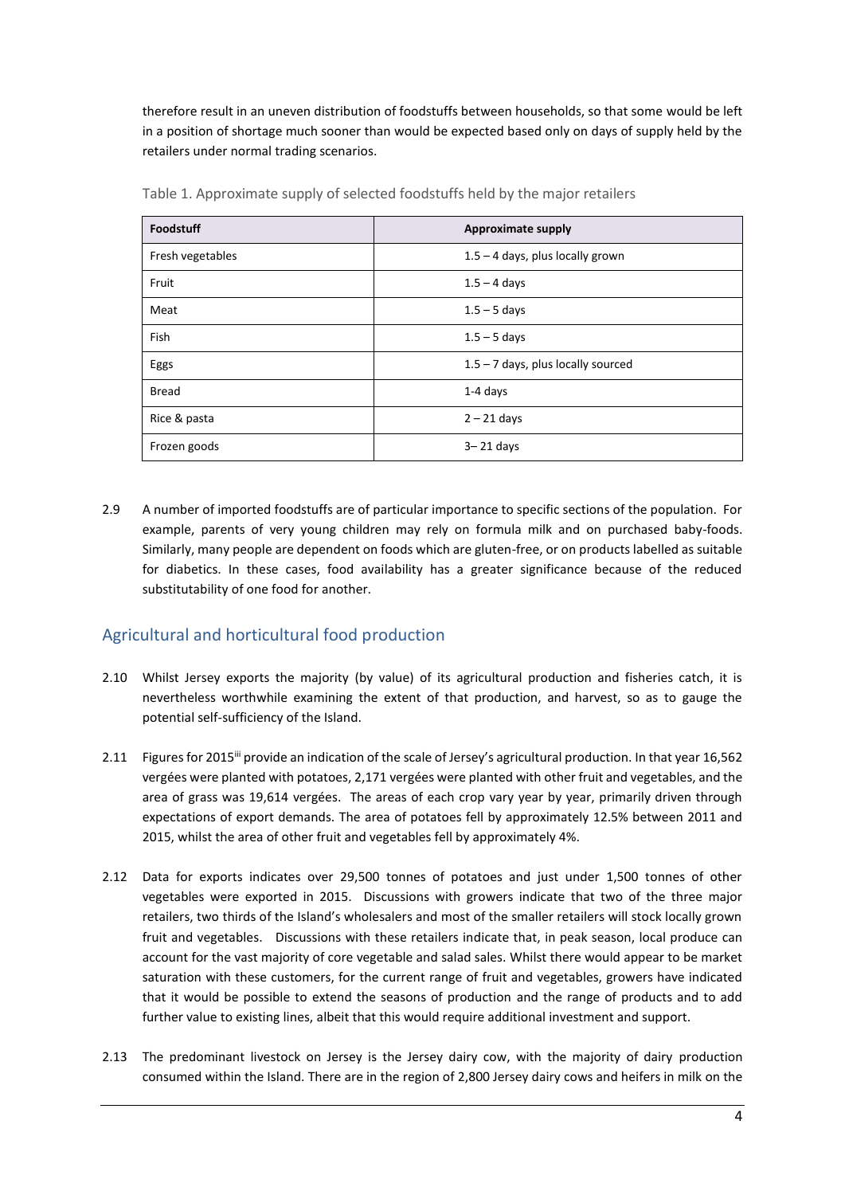therefore result in an uneven distribution of foodstuffs between households, so that some would be left in a position of shortage much sooner than would be expected based only on days of supply held by the retailers under normal trading scenarios.

Table 1. Approximate supply of selected foodstuffs held by the major retailers

| Foodstuff | Approximate supply |
|---|---|
| Fresh vegetables | 1.5 – 4 days, plus locally grown |
| Fruit | 1.5 – 4 days |
| Meat | 1.5 – 5 days |
| Fish | 1.5 – 5 days |
| Eggs | 1.5 – 7 days, plus locally sourced |
| Bread | 1-4 days |
| Rice & pasta | 2 – 21 days |
| Frozen goods | 3– 21 days |

2.9 A number of imported foodstuffs are of particular importance to specific sections of the population. For example, parents of very young children may rely on formula milk and on purchased baby-foods. Similarly, many people are dependent on foods which are gluten-free, or on products labelled as suitable for diabetics. In these cases, food availability has a greater significance because of the reduced substitutability of one food for another.

## Agricultural and horticultural food production

2.10 Whilst Jersey exports the majority (by value) of its agricultural production and fisheries catch, it is nevertheless worthwhile examining the extent of that production, and harvest, so as to gauge the potential self-sufficiency of the Island.

2.11 Figures for 2015[iii] provide an indication of the scale of Jersey's agricultural production. In that year 16,562 vergées were planted with potatoes, 2,171 vergées were planted with other fruit and vegetables, and the area of grass was 19,614 vergées. The areas of each crop vary year by year, primarily driven through expectations of export demands. The area of potatoes fell by approximately 12.5% between 2011 and 2015, whilst the area of other fruit and vegetables fell by approximately 4%.

2.12 Data for exports indicates over 29,500 tonnes of potatoes and just under 1,500 tonnes of other vegetables were exported in 2015. Discussions with growers indicate that two of the three major retailers, two thirds of the Island's wholesalers and most of the smaller retailers will stock locally grown fruit and vegetables. Discussions with these retailers indicate that, in peak season, local produce can account for the vast majority of core vegetable and salad sales. Whilst there would appear to be market saturation with these customers, for the current range of fruit and vegetables, growers have indicated that it would be possible to extend the seasons of production and the range of products and to add further value to existing lines, albeit that this would require additional investment and support.

2.13 The predominant livestock on Jersey is the Jersey dairy cow, with the majority of dairy production consumed within the Island. There are in the region of 2,800 Jersey dairy cows and heifers in milk on the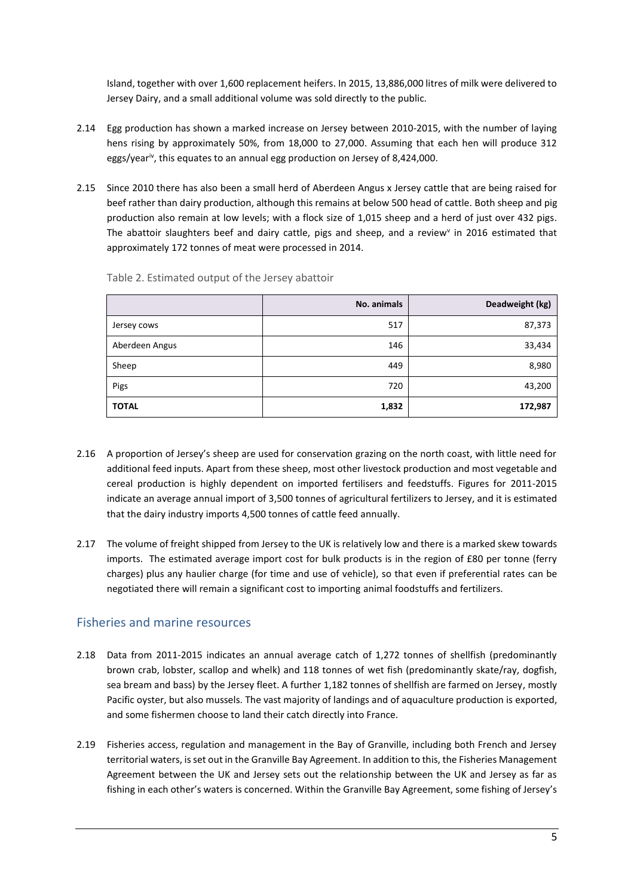Island, together with over 1,600 replacement heifers. In 2015, 13,886,000 litres of milk were delivered to Jersey Dairy, and a small additional volume was sold directly to the public.

2.14 Egg production has shown a marked increase on Jersey between 2010-2015, with the number of laying hens rising by approximately 50%, from 18,000 to 27,000. Assuming that each hen will produce 312 eggs/year[iv], this equates to an annual egg production on Jersey of 8,424,000.

2.15 Since 2010 there has also been a small herd of Aberdeen Angus x Jersey cattle that are being raised for beef rather than dairy production, although this remains at below 500 head of cattle. Both sheep and pig production also remain at low levels; with a flock size of 1,015 sheep and a herd of just over 432 pigs. The abattoir slaughters beef and dairy cattle, pigs and sheep, and a review[v] in 2016 estimated that approximately 172 tonnes of meat were processed in 2014.

Table 2. Estimated output of the Jersey abattoir

| | No. animals | Deadweight (kg) |
|---|---|---|
| Jersey cows | 517 | 87,373 |
| Aberdeen Angus | 146 | 33,434 |
| Sheep | 449 | 8,980 |
| Pigs | 720 | 43,200 |
| **TOTAL** | **1,832** | **172,987** |

2.16 A proportion of Jersey's sheep are used for conservation grazing on the north coast, with little need for additional feed inputs. Apart from these sheep, most other livestock production and most vegetable and cereal production is highly dependent on imported fertilisers and feedstuffs. Figures for 2011-2015 indicate an average annual import of 3,500 tonnes of agricultural fertilizers to Jersey, and it is estimated that the dairy industry imports 4,500 tonnes of cattle feed annually.

2.17 The volume of freight shipped from Jersey to the UK is relatively low and there is a marked skew towards imports. The estimated average import cost for bulk products is in the region of £80 per tonne (ferry charges) plus any haulier charge (for time and use of vehicle), so that even if preferential rates can be negotiated there will remain a significant cost to importing animal foodstuffs and fertilizers.

## Fisheries and marine resources

2.18 Data from 2011-2015 indicates an annual average catch of 1,272 tonnes of shellfish (predominantly brown crab, lobster, scallop and whelk) and 118 tonnes of wet fish (predominantly skate/ray, dogfish, sea bream and bass) by the Jersey fleet. A further 1,182 tonnes of shellfish are farmed on Jersey, mostly Pacific oyster, but also mussels. The vast majority of landings and of aquaculture production is exported, and some fishermen choose to land their catch directly into France.

2.19 Fisheries access, regulation and management in the Bay of Granville, including both French and Jersey territorial waters, is set out in the Granville Bay Agreement. In addition to this, the Fisheries Management Agreement between the UK and Jersey sets out the relationship between the UK and Jersey as far as fishing in each other's waters is concerned. Within the Granville Bay Agreement, some fishing of Jersey's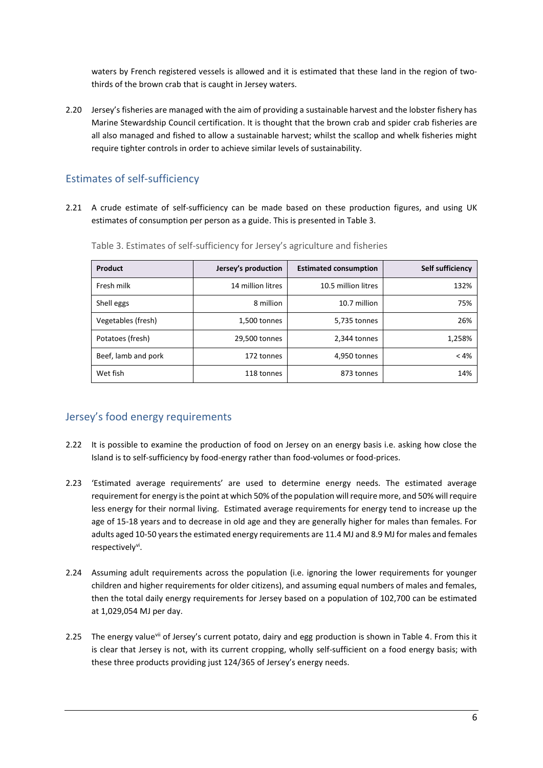waters by French registered vessels is allowed and it is estimated that these land in the region of two-thirds of the brown crab that is caught in Jersey waters.

2.20 Jersey's fisheries are managed with the aim of providing a sustainable harvest and the lobster fishery has Marine Stewardship Council certification. It is thought that the brown crab and spider crab fisheries are all also managed and fished to allow a sustainable harvest; whilst the scallop and whelk fisheries might require tighter controls in order to achieve similar levels of sustainability.

## Estimates of self-sufficiency

2.21 A crude estimate of self-sufficiency can be made based on these production figures, and using UK estimates of consumption per person as a guide. This is presented in Table 3.

Table 3. Estimates of self-sufficiency for Jersey's agriculture and fisheries

| Product | Jersey's production | Estimated consumption | Self sufficiency |
|---|---|---|---|
| Fresh milk | 14 million litres | 10.5 million litres | 132% |
| Shell eggs | 8 million | 10.7 million | 75% |
| Vegetables (fresh) | 1,500 tonnes | 5,735 tonnes | 26% |
| Potatoes (fresh) | 29,500 tonnes | 2,344 tonnes | 1,258% |
| Beef, lamb and pork | 172 tonnes | 4,950 tonnes | < 4% |
| Wet fish | 118 tonnes | 873 tonnes | 14% |

## Jersey's food energy requirements

2.22 It is possible to examine the production of food on Jersey on an energy basis i.e. asking how close the Island is to self-sufficiency by food-energy rather than food-volumes or food-prices.

2.23 'Estimated average requirements' are used to determine energy needs. The estimated average requirement for energy is the point at which 50% of the population will require more, and 50% will require less energy for their normal living. Estimated average requirements for energy tend to increase up the age of 15-18 years and to decrease in old age and they are generally higher for males than females. For adults aged 10-50 years the estimated energy requirements are 11.4 MJ and 8.9 MJ for males and females respectively[vi].

2.24 Assuming adult requirements across the population (i.e. ignoring the lower requirements for younger children and higher requirements for older citizens), and assuming equal numbers of males and females, then the total daily energy requirements for Jersey based on a population of 102,700 can be estimated at 1,029,054 MJ per day.

2.25 The energy value[vii] of Jersey's current potato, dairy and egg production is shown in Table 4. From this it is clear that Jersey is not, with its current cropping, wholly self-sufficient on a food energy basis; with these three products providing just 124/365 of Jersey's energy needs.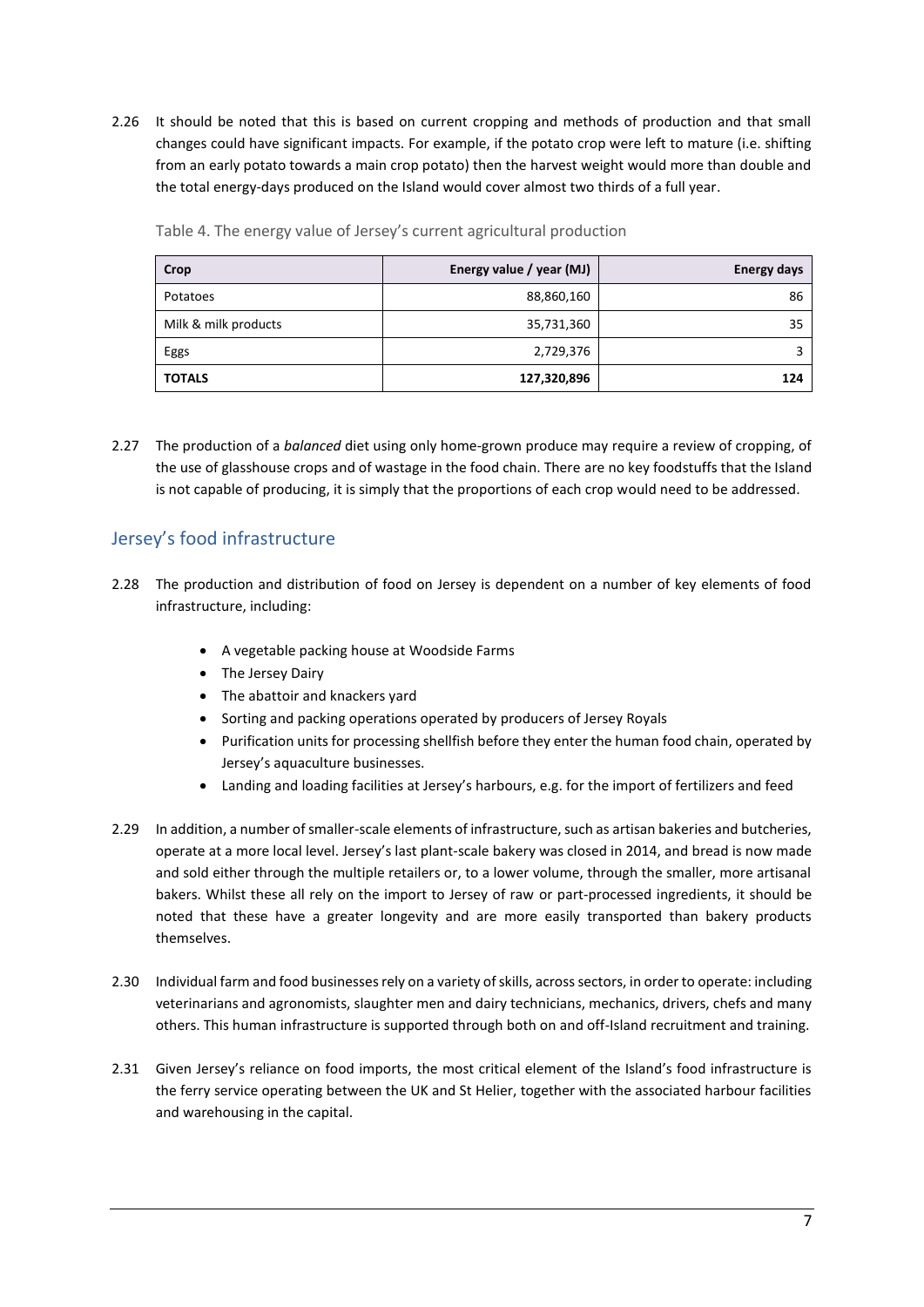2.26 It should be noted that this is based on current cropping and methods of production and that small changes could have significant impacts. For example, if the potato crop were left to mature (i.e. shifting from an early potato towards a main crop potato) then the harvest weight would more than double and the total energy-days produced on the Island would cover almost two thirds of a full year.

Table 4. The energy value of Jersey's current agricultural production

| Crop | Energy value / year (MJ) | Energy days |
|---|---:|---:|
| Potatoes | 88,860,160 | 86 |
| Milk & milk products | 35,731,360 | 35 |
| Eggs | 2,729,376 | 3 |
| **TOTALS** | **127,320,896** | **124** |

2.27 The production of a *balanced* diet using only home-grown produce may require a review of cropping, of the use of glasshouse crops and of wastage in the food chain. There are no key foodstuffs that the Island is not capable of producing, it is simply that the proportions of each crop would need to be addressed.

## Jersey's food infrastructure

2.28 The production and distribution of food on Jersey is dependent on a number of key elements of food infrastructure, including:

- A vegetable packing house at Woodside Farms
- The Jersey Dairy
- The abattoir and knackers yard
- Sorting and packing operations operated by producers of Jersey Royals
- Purification units for processing shellfish before they enter the human food chain, operated by Jersey's aquaculture businesses.
- Landing and loading facilities at Jersey's harbours, e.g. for the import of fertilizers and feed

2.29 In addition, a number of smaller-scale elements of infrastructure, such as artisan bakeries and butcheries, operate at a more local level. Jersey's last plant-scale bakery was closed in 2014, and bread is now made and sold either through the multiple retailers or, to a lower volume, through the smaller, more artisanal bakers. Whilst these all rely on the import to Jersey of raw or part-processed ingredients, it should be noted that these have a greater longevity and are more easily transported than bakery products themselves.

2.30 Individual farm and food businesses rely on a variety of skills, across sectors, in order to operate: including veterinarians and agronomists, slaughter men and dairy technicians, mechanics, drivers, chefs and many others. This human infrastructure is supported through both on and off-Island recruitment and training.

2.31 Given Jersey's reliance on food imports, the most critical element of the Island's food infrastructure is the ferry service operating between the UK and St Helier, together with the associated harbour facilities and warehousing in the capital.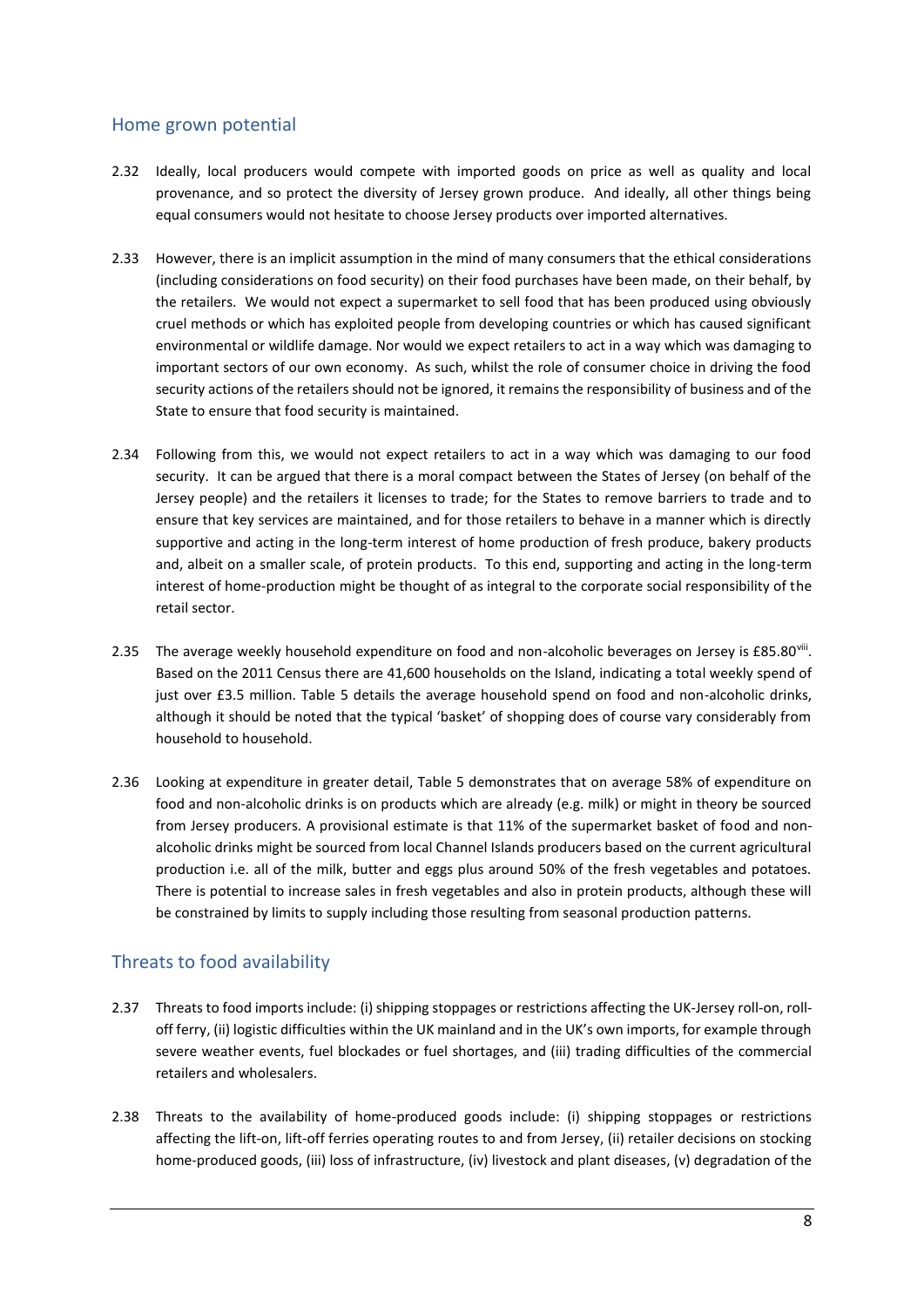## Home grown potential

2.32 Ideally, local producers would compete with imported goods on price as well as quality and local provenance, and so protect the diversity of Jersey grown produce. And ideally, all other things being equal consumers would not hesitate to choose Jersey products over imported alternatives.

2.33 However, there is an implicit assumption in the mind of many consumers that the ethical considerations (including considerations on food security) on their food purchases have been made, on their behalf, by the retailers. We would not expect a supermarket to sell food that has been produced using obviously cruel methods or which has exploited people from developing countries or which has caused significant environmental or wildlife damage. Nor would we expect retailers to act in a way which was damaging to important sectors of our own economy. As such, whilst the role of consumer choice in driving the food security actions of the retailers should not be ignored, it remains the responsibility of business and of the State to ensure that food security is maintained.

2.34 Following from this, we would not expect retailers to act in a way which was damaging to our food security. It can be argued that there is a moral compact between the States of Jersey (on behalf of the Jersey people) and the retailers it licenses to trade; for the States to remove barriers to trade and to ensure that key services are maintained, and for those retailers to behave in a manner which is directly supportive and acting in the long-term interest of home production of fresh produce, bakery products and, albeit on a smaller scale, of protein products. To this end, supporting and acting in the long-term interest of home-production might be thought of as integral to the corporate social responsibility of the retail sector.

2.35 The average weekly household expenditure on food and non-alcoholic beverages on Jersey is £85.80[viii]. Based on the 2011 Census there are 41,600 households on the Island, indicating a total weekly spend of just over £3.5 million. Table 5 details the average household spend on food and non-alcoholic drinks, although it should be noted that the typical 'basket' of shopping does of course vary considerably from household to household.

2.36 Looking at expenditure in greater detail, Table 5 demonstrates that on average 58% of expenditure on food and non-alcoholic drinks is on products which are already (e.g. milk) or might in theory be sourced from Jersey producers. A provisional estimate is that 11% of the supermarket basket of food and non-alcoholic drinks might be sourced from local Channel Islands producers based on the current agricultural production i.e. all of the milk, butter and eggs plus around 50% of the fresh vegetables and potatoes. There is potential to increase sales in fresh vegetables and also in protein products, although these will be constrained by limits to supply including those resulting from seasonal production patterns.

## Threats to food availability

2.37 Threats to food imports include: (i) shipping stoppages or restrictions affecting the UK-Jersey roll-on, roll-off ferry, (ii) logistic difficulties within the UK mainland and in the UK's own imports, for example through severe weather events, fuel blockades or fuel shortages, and (iii) trading difficulties of the commercial retailers and wholesalers.

2.38 Threats to the availability of home-produced goods include: (i) shipping stoppages or restrictions affecting the lift-on, lift-off ferries operating routes to and from Jersey, (ii) retailer decisions on stocking home-produced goods, (iii) loss of infrastructure, (iv) livestock and plant diseases, (v) degradation of the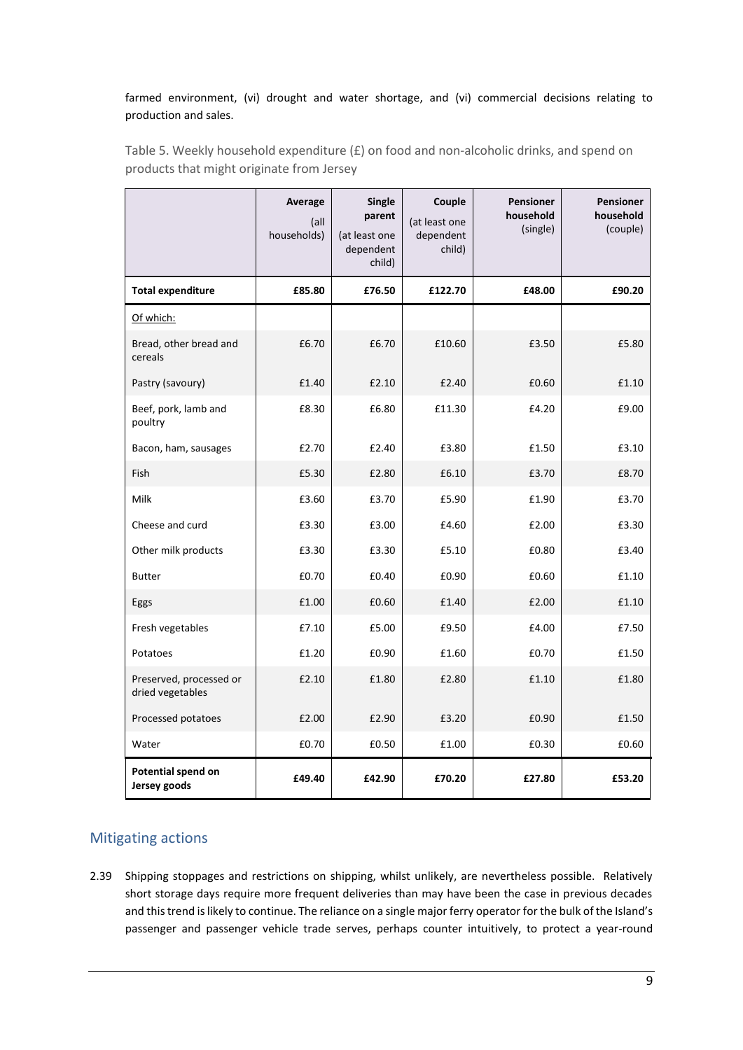farmed environment, (vi) drought and water shortage, and (vi) commercial decisions relating to production and sales.

Table 5. Weekly household expenditure (£) on food and non-alcoholic drinks, and spend on products that might originate from Jersey

| | **Average** (all households) | **Single parent** (at least one dependent child) | **Couple** (at least one dependent child) | **Pensioner household** (single) | **Pensioner household** (couple) |
|---|---|---|---|---|---|
| **Total expenditure** | **£85.80** | **£76.50** | **£122.70** | **£48.00** | **£90.20** |
| Of which: | | | | | |
| Bread, other bread and cereals | £6.70 | £6.70 | £10.60 | £3.50 | £5.80 |
| Pastry (savoury) | £1.40 | £2.10 | £2.40 | £0.60 | £1.10 |
| Beef, pork, lamb and poultry | £8.30 | £6.80 | £11.30 | £4.20 | £9.00 |
| Bacon, ham, sausages | £2.70 | £2.40 | £3.80 | £1.50 | £3.10 |
| Fish | £5.30 | £2.80 | £6.10 | £3.70 | £8.70 |
| Milk | £3.60 | £3.70 | £5.90 | £1.90 | £3.70 |
| Cheese and curd | £3.30 | £3.00 | £4.60 | £2.00 | £3.30 |
| Other milk products | £3.30 | £3.30 | £5.10 | £0.80 | £3.40 |
| Butter | £0.70 | £0.40 | £0.90 | £0.60 | £1.10 |
| Eggs | £1.00 | £0.60 | £1.40 | £2.00 | £1.10 |
| Fresh vegetables | £7.10 | £5.00 | £9.50 | £4.00 | £7.50 |
| Potatoes | £1.20 | £0.90 | £1.60 | £0.70 | £1.50 |
| Preserved, processed or dried vegetables | £2.10 | £1.80 | £2.80 | £1.10 | £1.80 |
| Processed potatoes | £2.00 | £2.90 | £3.20 | £0.90 | £1.50 |
| Water | £0.70 | £0.50 | £1.00 | £0.30 | £0.60 |
| **Potential spend on Jersey goods** | **£49.40** | **£42.90** | **£70.20** | **£27.80** | **£53.20** |

## Mitigating actions

2.39 Shipping stoppages and restrictions on shipping, whilst unlikely, are nevertheless possible. Relatively short storage days require more frequent deliveries than may have been the case in previous decades and this trend is likely to continue. The reliance on a single major ferry operator for the bulk of the Island's passenger and passenger vehicle trade serves, perhaps counter intuitively, to protect a year-round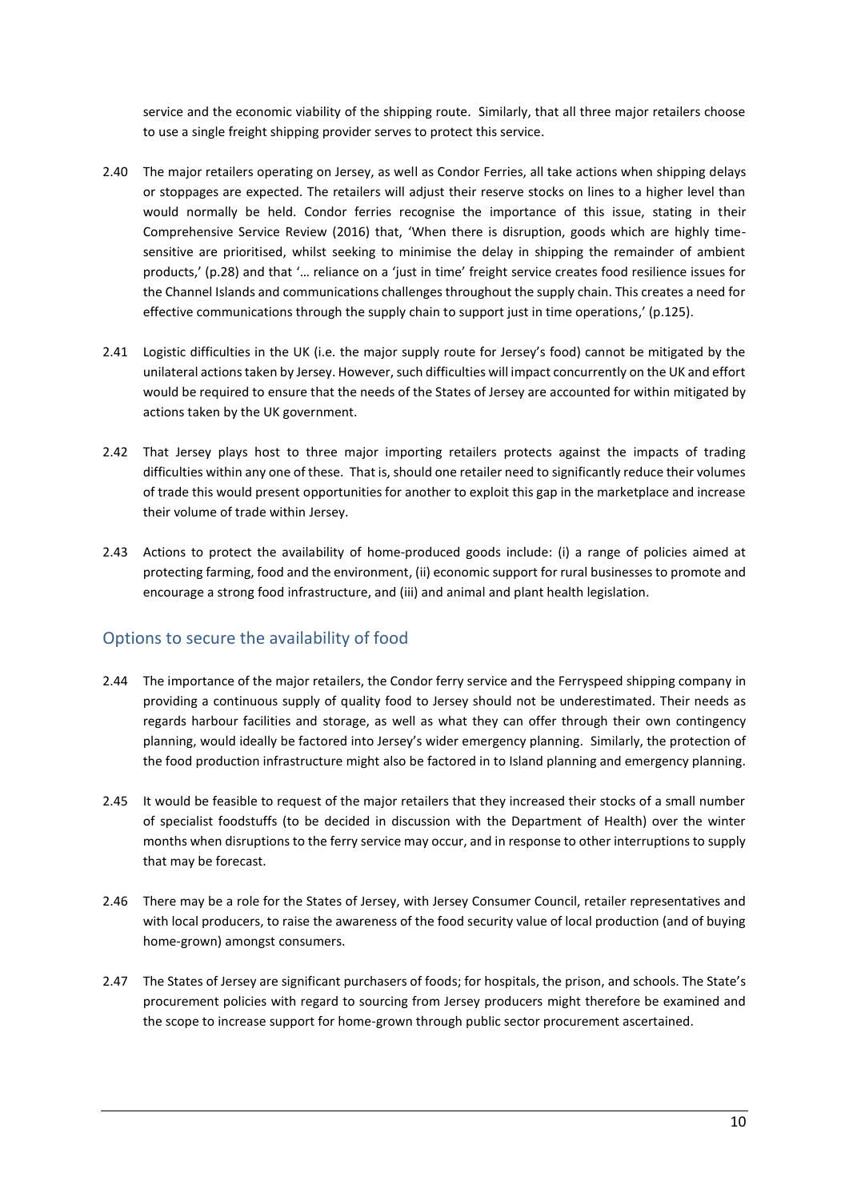service and the economic viability of the shipping route. Similarly, that all three major retailers choose to use a single freight shipping provider serves to protect this service.

2.40 The major retailers operating on Jersey, as well as Condor Ferries, all take actions when shipping delays or stoppages are expected. The retailers will adjust their reserve stocks on lines to a higher level than would normally be held. Condor ferries recognise the importance of this issue, stating in their Comprehensive Service Review (2016) that, 'When there is disruption, goods which are highly time-sensitive are prioritised, whilst seeking to minimise the delay in shipping the remainder of ambient products,' (p.28) and that '… reliance on a 'just in time' freight service creates food resilience issues for the Channel Islands and communications challenges throughout the supply chain. This creates a need for effective communications through the supply chain to support just in time operations,' (p.125).

2.41 Logistic difficulties in the UK (i.e. the major supply route for Jersey's food) cannot be mitigated by the unilateral actions taken by Jersey. However, such difficulties will impact concurrently on the UK and effort would be required to ensure that the needs of the States of Jersey are accounted for within mitigated by actions taken by the UK government.

2.42 That Jersey plays host to three major importing retailers protects against the impacts of trading difficulties within any one of these. That is, should one retailer need to significantly reduce their volumes of trade this would present opportunities for another to exploit this gap in the marketplace and increase their volume of trade within Jersey.

2.43 Actions to protect the availability of home-produced goods include: (i) a range of policies aimed at protecting farming, food and the environment, (ii) economic support for rural businesses to promote and encourage a strong food infrastructure, and (iii) and animal and plant health legislation.

## Options to secure the availability of food

2.44 The importance of the major retailers, the Condor ferry service and the Ferryspeed shipping company in providing a continuous supply of quality food to Jersey should not be underestimated. Their needs as regards harbour facilities and storage, as well as what they can offer through their own contingency planning, would ideally be factored into Jersey's wider emergency planning. Similarly, the protection of the food production infrastructure might also be factored in to Island planning and emergency planning.

2.45 It would be feasible to request of the major retailers that they increased their stocks of a small number of specialist foodstuffs (to be decided in discussion with the Department of Health) over the winter months when disruptions to the ferry service may occur, and in response to other interruptions to supply that may be forecast.

2.46 There may be a role for the States of Jersey, with Jersey Consumer Council, retailer representatives and with local producers, to raise the awareness of the food security value of local production (and of buying home-grown) amongst consumers.

2.47 The States of Jersey are significant purchasers of foods; for hospitals, the prison, and schools. The State's procurement policies with regard to sourcing from Jersey producers might therefore be examined and the scope to increase support for home-grown through public sector procurement ascertained.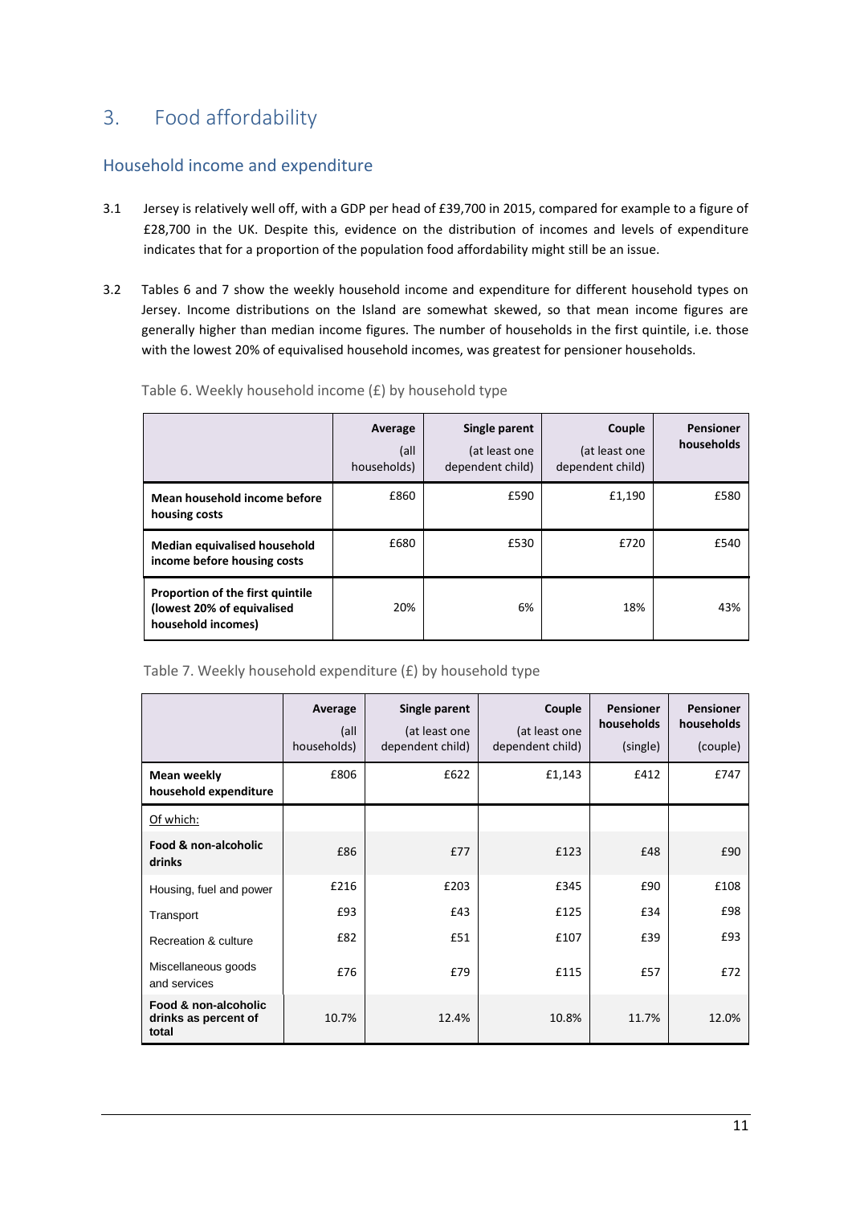## 3. Food affordability

### Household income and expenditure

3.1 Jersey is relatively well off, with a GDP per head of £39,700 in 2015, compared for example to a figure of £28,700 in the UK. Despite this, evidence on the distribution of incomes and levels of expenditure indicates that for a proportion of the population food affordability might still be an issue.

3.2 Tables 6 and 7 show the weekly household income and expenditure for different household types on Jersey. Income distributions on the Island are somewhat skewed, so that mean income figures are generally higher than median income figures. The number of households in the first quintile, i.e. those with the lowest 20% of equivalised household incomes, was greatest for pensioner households.

Table 6. Weekly household income (£) by household type

| | **Average** (all households) | **Single parent** (at least one dependent child) | **Couple** (at least one dependent child) | **Pensioner households** |
|---|---|---|---|---|
| **Mean household income before housing costs** | £860 | £590 | £1,190 | £580 |
| **Median equivalised household income before housing costs** | £680 | £530 | £720 | £540 |
| **Proportion of the first quintile (lowest 20% of equivalised household incomes)** | 20% | 6% | 18% | 43% |

Table 7. Weekly household expenditure (£) by household type

| | **Average** (all households) | **Single parent** (at least one dependent child) | **Couple** (at least one dependent child) | **Pensioner households** (single) | **Pensioner households** (couple) |
|---|---|---|---|---|---|
| **Mean weekly household expenditure** | £806 | £622 | £1,143 | £412 | £747 |
| Of which: | | | | | |
| **Food & non-alcoholic drinks** | £86 | £77 | £123 | £48 | £90 |
| Housing, fuel and power | £216 | £203 | £345 | £90 | £108 |
| Transport | £93 | £43 | £125 | £34 | £98 |
| Recreation & culture | £82 | £51 | £107 | £39 | £93 |
| Miscellaneous goods and services | £76 | £79 | £115 | £57 | £72 |
| **Food & non-alcoholic drinks as percent of total** | 10.7% | 12.4% | 10.8% | 11.7% | 12.0% |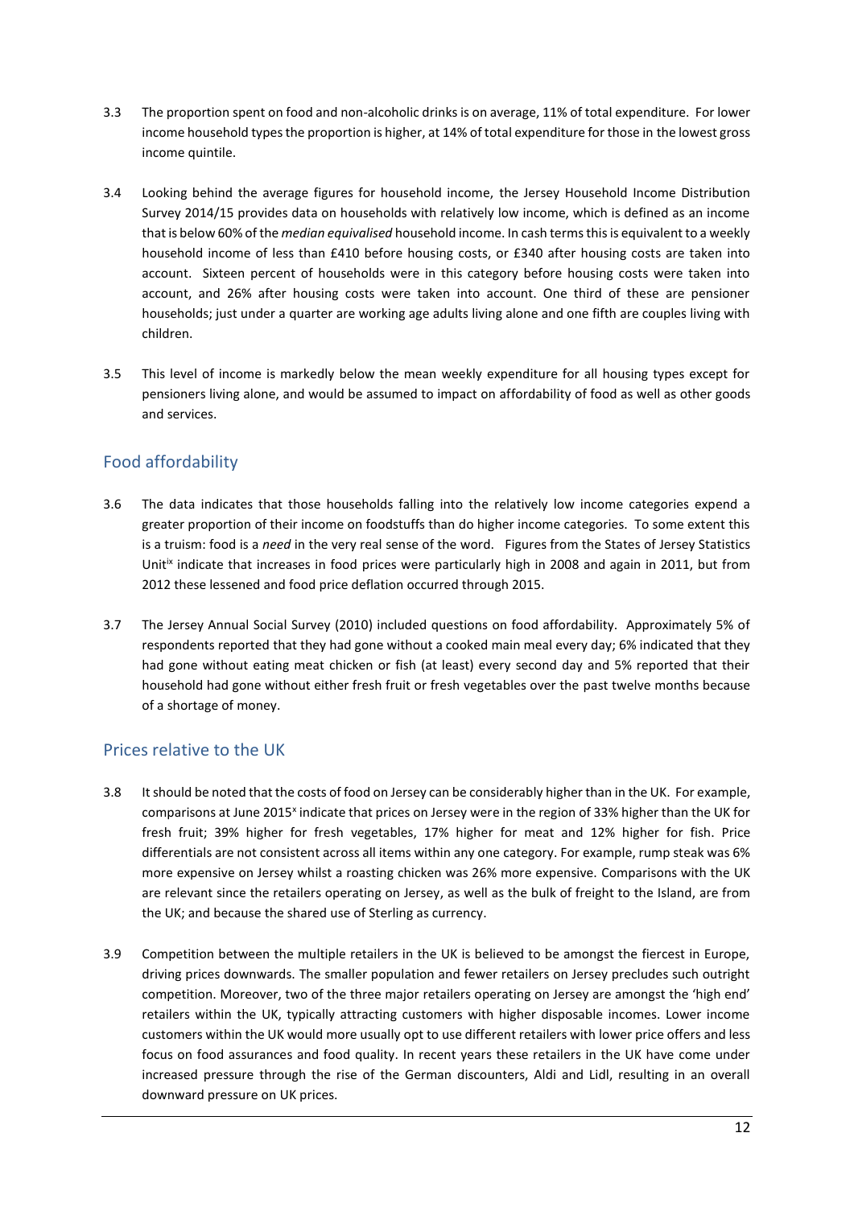3.3 The proportion spent on food and non-alcoholic drinks is on average, 11% of total expenditure. For lower income household types the proportion is higher, at 14% of total expenditure for those in the lowest gross income quintile.

3.4 Looking behind the average figures for household income, the Jersey Household Income Distribution Survey 2014/15 provides data on households with relatively low income, which is defined as an income that is below 60% of the *median equivalised* household income. In cash terms this is equivalent to a weekly household income of less than £410 before housing costs, or £340 after housing costs are taken into account. Sixteen percent of households were in this category before housing costs were taken into account, and 26% after housing costs were taken into account. One third of these are pensioner households; just under a quarter are working age adults living alone and one fifth are couples living with children.

3.5 This level of income is markedly below the mean weekly expenditure for all housing types except for pensioners living alone, and would be assumed to impact on affordability of food as well as other goods and services.

## Food affordability

3.6 The data indicates that those households falling into the relatively low income categories expend a greater proportion of their income on foodstuffs than do higher income categories. To some extent this is a truism: food is a *need* in the very real sense of the word. Figures from the States of Jersey Statistics Unit[ix] indicate that increases in food prices were particularly high in 2008 and again in 2011, but from 2012 these lessened and food price deflation occurred through 2015.

3.7 The Jersey Annual Social Survey (2010) included questions on food affordability. Approximately 5% of respondents reported that they had gone without a cooked main meal every day; 6% indicated that they had gone without eating meat chicken or fish (at least) every second day and 5% reported that their household had gone without either fresh fruit or fresh vegetables over the past twelve months because of a shortage of money.

## Prices relative to the UK

3.8 It should be noted that the costs of food on Jersey can be considerably higher than in the UK. For example, comparisons at June 2015[x] indicate that prices on Jersey were in the region of 33% higher than the UK for fresh fruit; 39% higher for fresh vegetables, 17% higher for meat and 12% higher for fish. Price differentials are not consistent across all items within any one category. For example, rump steak was 6% more expensive on Jersey whilst a roasting chicken was 26% more expensive. Comparisons with the UK are relevant since the retailers operating on Jersey, as well as the bulk of freight to the Island, are from the UK; and because the shared use of Sterling as currency.

3.9 Competition between the multiple retailers in the UK is believed to be amongst the fiercest in Europe, driving prices downwards. The smaller population and fewer retailers on Jersey precludes such outright competition. Moreover, two of the three major retailers operating on Jersey are amongst the 'high end' retailers within the UK, typically attracting customers with higher disposable incomes. Lower income customers within the UK would more usually opt to use different retailers with lower price offers and less focus on food assurances and food quality. In recent years these retailers in the UK have come under increased pressure through the rise of the German discounters, Aldi and Lidl, resulting in an overall downward pressure on UK prices.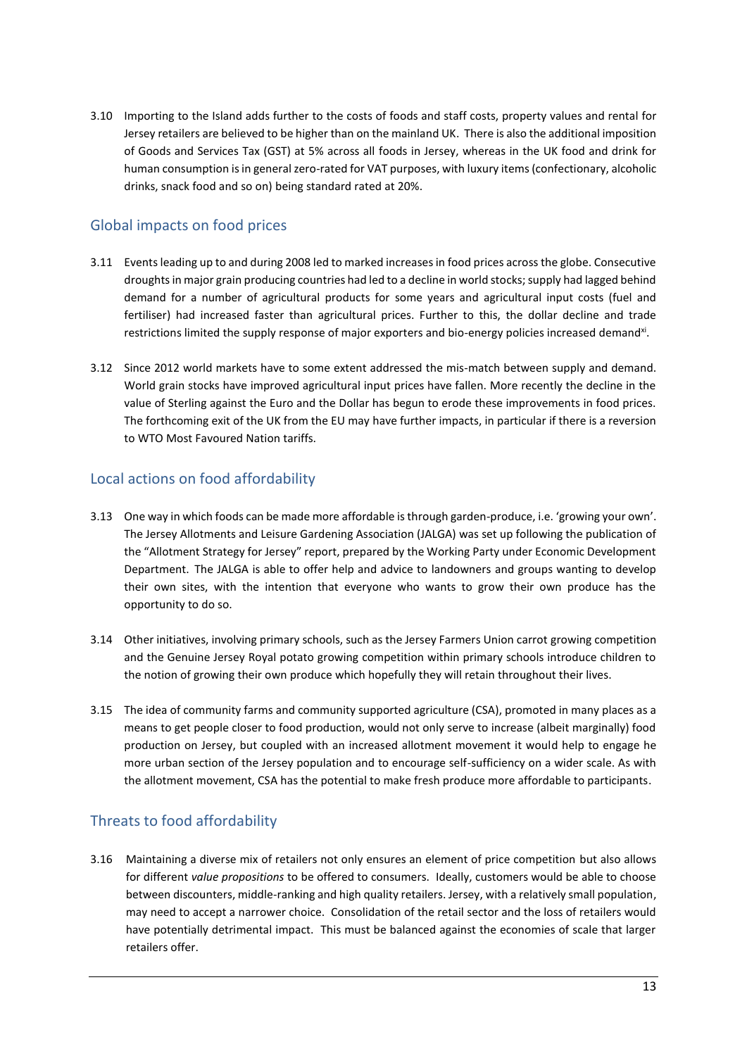3.10 Importing to the Island adds further to the costs of foods and staff costs, property values and rental for Jersey retailers are believed to be higher than on the mainland UK. There is also the additional imposition of Goods and Services Tax (GST) at 5% across all foods in Jersey, whereas in the UK food and drink for human consumption is in general zero-rated for VAT purposes, with luxury items (confectionary, alcoholic drinks, snack food and so on) being standard rated at 20%.

## Global impacts on food prices

3.11 Events leading up to and during 2008 led to marked increases in food prices across the globe. Consecutive droughts in major grain producing countries had led to a decline in world stocks; supply had lagged behind demand for a number of agricultural products for some years and agricultural input costs (fuel and fertiliser) had increased faster than agricultural prices. Further to this, the dollar decline and trade restrictions limited the supply response of major exporters and bio-energy policies increased demand[xi].

3.12 Since 2012 world markets have to some extent addressed the mis-match between supply and demand. World grain stocks have improved agricultural input prices have fallen. More recently the decline in the value of Sterling against the Euro and the Dollar has begun to erode these improvements in food prices. The forthcoming exit of the UK from the EU may have further impacts, in particular if there is a reversion to WTO Most Favoured Nation tariffs.

## Local actions on food affordability

3.13 One way in which foods can be made more affordable is through garden-produce, i.e. 'growing your own'. The Jersey Allotments and Leisure Gardening Association (JALGA) was set up following the publication of the "Allotment Strategy for Jersey" report, prepared by the Working Party under Economic Development Department. The JALGA is able to offer help and advice to landowners and groups wanting to develop their own sites, with the intention that everyone who wants to grow their own produce has the opportunity to do so.

3.14 Other initiatives, involving primary schools, such as the Jersey Farmers Union carrot growing competition and the Genuine Jersey Royal potato growing competition within primary schools introduce children to the notion of growing their own produce which hopefully they will retain throughout their lives.

3.15 The idea of community farms and community supported agriculture (CSA), promoted in many places as a means to get people closer to food production, would not only serve to increase (albeit marginally) food production on Jersey, but coupled with an increased allotment movement it would help to engage he more urban section of the Jersey population and to encourage self-sufficiency on a wider scale. As with the allotment movement, CSA has the potential to make fresh produce more affordable to participants.

## Threats to food affordability

3.16 Maintaining a diverse mix of retailers not only ensures an element of price competition but also allows for different *value propositions* to be offered to consumers. Ideally, customers would be able to choose between discounters, middle-ranking and high quality retailers. Jersey, with a relatively small population, may need to accept a narrower choice. Consolidation of the retail sector and the loss of retailers would have potentially detrimental impact. This must be balanced against the economies of scale that larger retailers offer.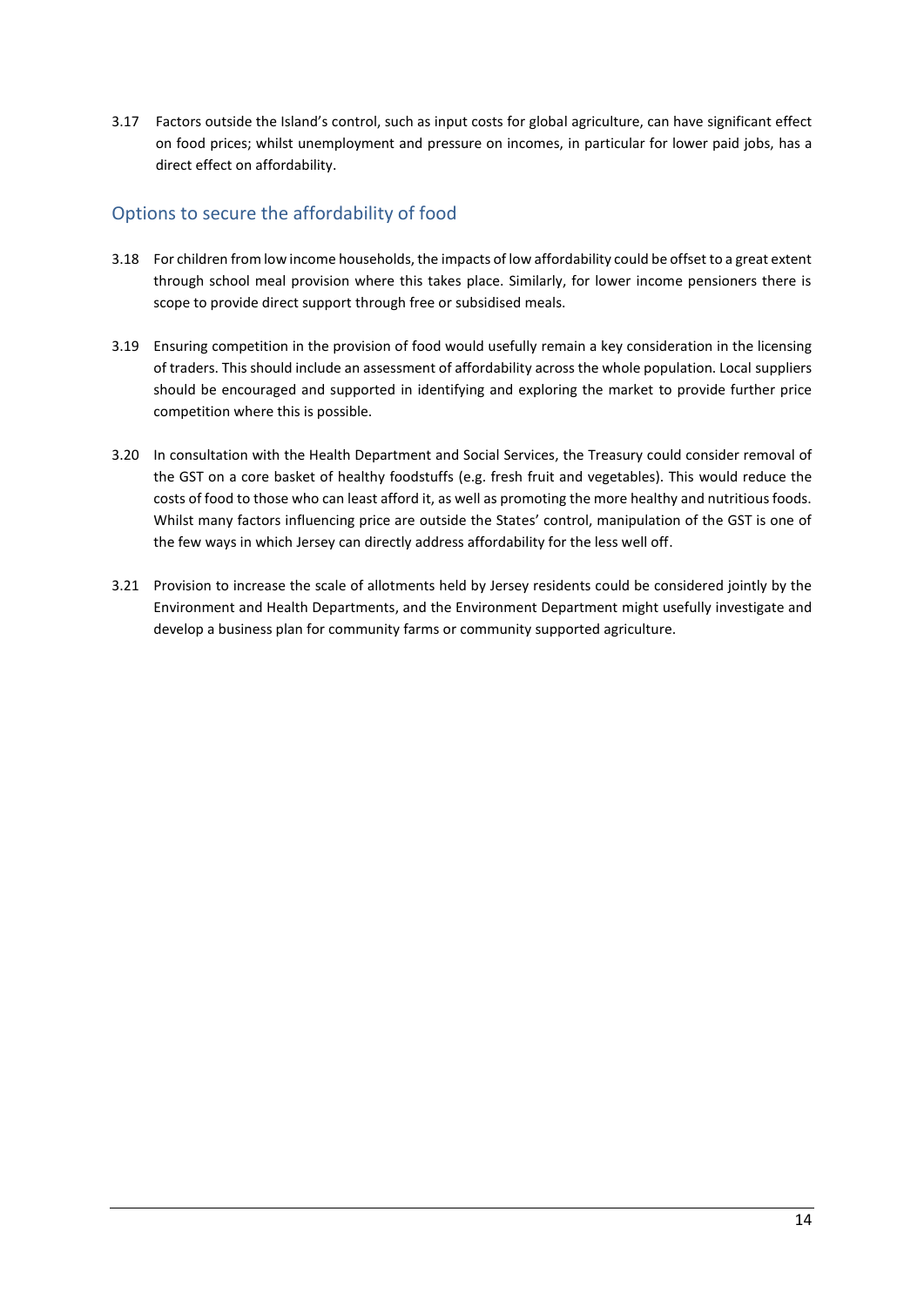3.17 Factors outside the Island's control, such as input costs for global agriculture, can have significant effect on food prices; whilst unemployment and pressure on incomes, in particular for lower paid jobs, has a direct effect on affordability.

## Options to secure the affordability of food

3.18 For children from low income households, the impacts of low affordability could be offset to a great extent through school meal provision where this takes place. Similarly, for lower income pensioners there is scope to provide direct support through free or subsidised meals.

3.19 Ensuring competition in the provision of food would usefully remain a key consideration in the licensing of traders. This should include an assessment of affordability across the whole population. Local suppliers should be encouraged and supported in identifying and exploring the market to provide further price competition where this is possible.

3.20 In consultation with the Health Department and Social Services, the Treasury could consider removal of the GST on a core basket of healthy foodstuffs (e.g. fresh fruit and vegetables). This would reduce the costs of food to those who can least afford it, as well as promoting the more healthy and nutritious foods. Whilst many factors influencing price are outside the States' control, manipulation of the GST is one of the few ways in which Jersey can directly address affordability for the less well off.

3.21 Provision to increase the scale of allotments held by Jersey residents could be considered jointly by the Environment and Health Departments, and the Environment Department might usefully investigate and develop a business plan for community farms or community supported agriculture.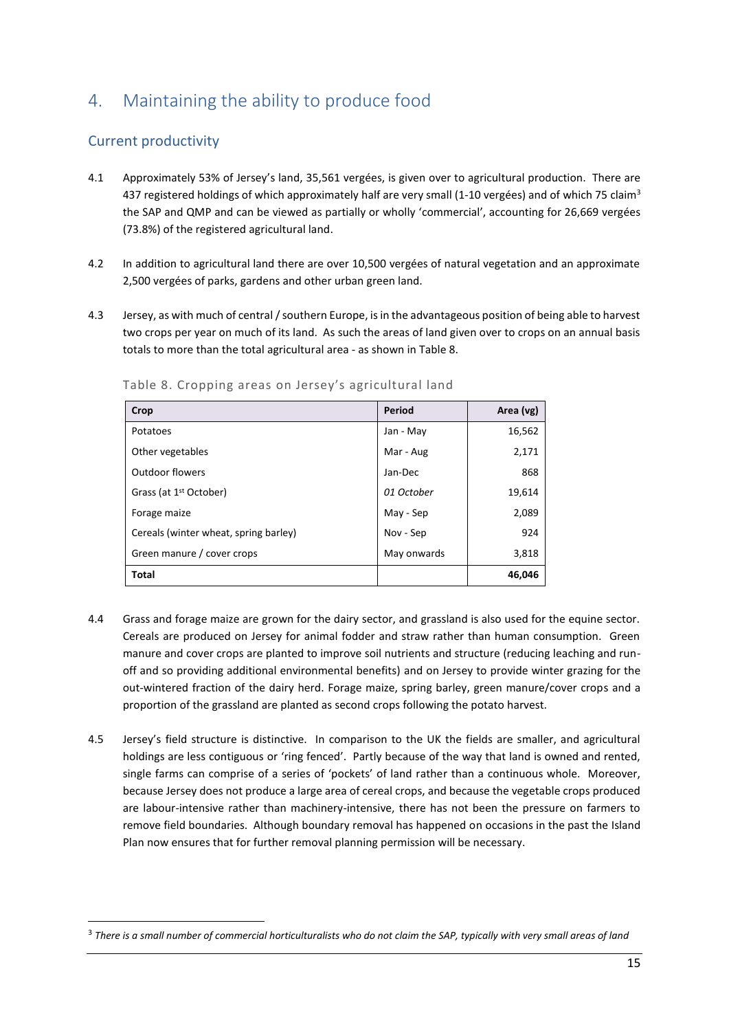# 4. Maintaining the ability to produce food

## Current productivity

4.1 Approximately 53% of Jersey's land, 35,561 vergées, is given over to agricultural production. There are 437 registered holdings of which approximately half are very small (1-10 vergées) and of which 75 claim[3] the SAP and QMP and can be viewed as partially or wholly 'commercial', accounting for 26,669 vergées (73.8%) of the registered agricultural land.

4.2 In addition to agricultural land there are over 10,500 vergées of natural vegetation and an approximate 2,500 vergées of parks, gardens and other urban green land.

4.3 Jersey, as with much of central / southern Europe, is in the advantageous position of being able to harvest two crops per year on much of its land. As such the areas of land given over to crops on an annual basis totals to more than the total agricultural area - as shown in Table 8.

Table 8. Cropping areas on Jersey's agricultural land

| Crop | Period | Area (vg) |
|---|---|---|
| Potatoes | Jan - May | 16,562 |
| Other vegetables | Mar - Aug | 2,171 |
| Outdoor flowers | Jan-Dec | 868 |
| Grass (at 1st October) | *01 October* | 19,614 |
| Forage maize | May - Sep | 2,089 |
| Cereals (winter wheat, spring barley) | Nov - Sep | 924 |
| Green manure / cover crops | May onwards | 3,818 |
| **Total** | | **46,046** |

4.4 Grass and forage maize are grown for the dairy sector, and grassland is also used for the equine sector. Cereals are produced on Jersey for animal fodder and straw rather than human consumption. Green manure and cover crops are planted to improve soil nutrients and structure (reducing leaching and run-off and so providing additional environmental benefits) and on Jersey to provide winter grazing for the out-wintered fraction of the dairy herd. Forage maize, spring barley, green manure/cover crops and a proportion of the grassland are planted as second crops following the potato harvest.

4.5 Jersey's field structure is distinctive. In comparison to the UK the fields are smaller, and agricultural holdings are less contiguous or 'ring fenced'. Partly because of the way that land is owned and rented, single farms can comprise of a series of 'pockets' of land rather than a continuous whole. Moreover, because Jersey does not produce a large area of cereal crops, and because the vegetable crops produced are labour-intensive rather than machinery-intensive, there has not been the pressure on farmers to remove field boundaries. Although boundary removal has happened on occasions in the past the Island Plan now ensures that for further removal planning permission will be necessary.

[3] *There is a small number of commercial horticulturalists who do not claim the SAP, typically with very small areas of land*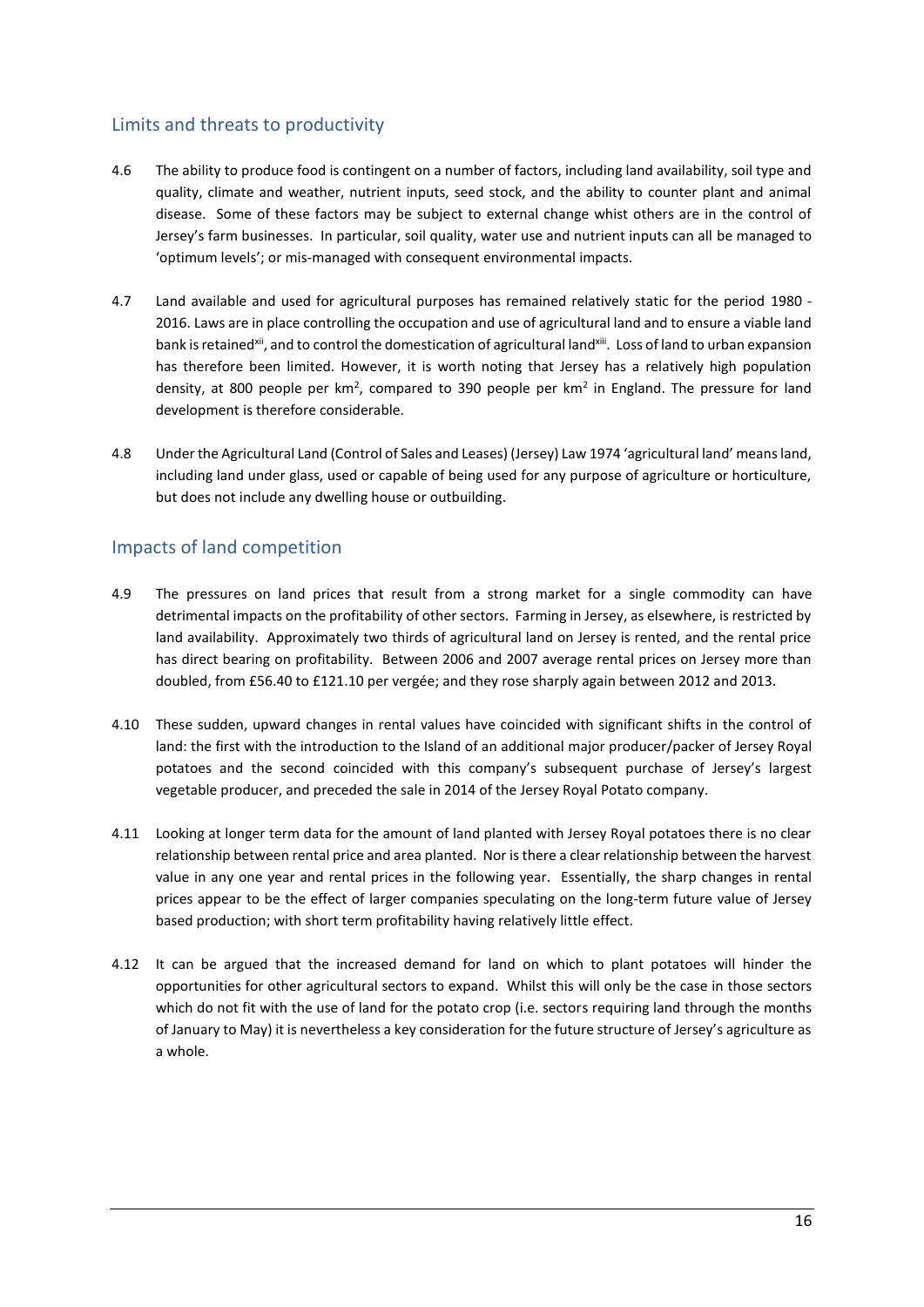## Limits and threats to productivity

4.6 The ability to produce food is contingent on a number of factors, including land availability, soil type and quality, climate and weather, nutrient inputs, seed stock, and the ability to counter plant and animal disease. Some of these factors may be subject to external change whist others are in the control of Jersey's farm businesses. In particular, soil quality, water use and nutrient inputs can all be managed to 'optimum levels'; or mis-managed with consequent environmental impacts.

4.7 Land available and used for agricultural purposes has remained relatively static for the period 1980 - 2016. Laws are in place controlling the occupation and use of agricultural land and to ensure a viable land bank is retained[xii], and to control the domestication of agricultural land[xiii]. Loss of land to urban expansion has therefore been limited. However, it is worth noting that Jersey has a relatively high population density, at 800 people per km$^2$, compared to 390 people per km$^2$ in England. The pressure for land development is therefore considerable.

4.8 Under the Agricultural Land (Control of Sales and Leases) (Jersey) Law 1974 'agricultural land' means land, including land under glass, used or capable of being used for any purpose of agriculture or horticulture, but does not include any dwelling house or outbuilding.

## Impacts of land competition

4.9 The pressures on land prices that result from a strong market for a single commodity can have detrimental impacts on the profitability of other sectors. Farming in Jersey, as elsewhere, is restricted by land availability. Approximately two thirds of agricultural land on Jersey is rented, and the rental price has direct bearing on profitability. Between 2006 and 2007 average rental prices on Jersey more than doubled, from £56.40 to £121.10 per vergée; and they rose sharply again between 2012 and 2013.

4.10 These sudden, upward changes in rental values have coincided with significant shifts in the control of land: the first with the introduction to the Island of an additional major producer/packer of Jersey Royal potatoes and the second coincided with this company's subsequent purchase of Jersey's largest vegetable producer, and preceded the sale in 2014 of the Jersey Royal Potato company.

4.11 Looking at longer term data for the amount of land planted with Jersey Royal potatoes there is no clear relationship between rental price and area planted. Nor is there a clear relationship between the harvest value in any one year and rental prices in the following year. Essentially, the sharp changes in rental prices appear to be the effect of larger companies speculating on the long-term future value of Jersey based production; with short term profitability having relatively little effect.

4.12 It can be argued that the increased demand for land on which to plant potatoes will hinder the opportunities for other agricultural sectors to expand. Whilst this will only be the case in those sectors which do not fit with the use of land for the potato crop (i.e. sectors requiring land through the months of January to May) it is nevertheless a key consideration for the future structure of Jersey's agriculture as a whole.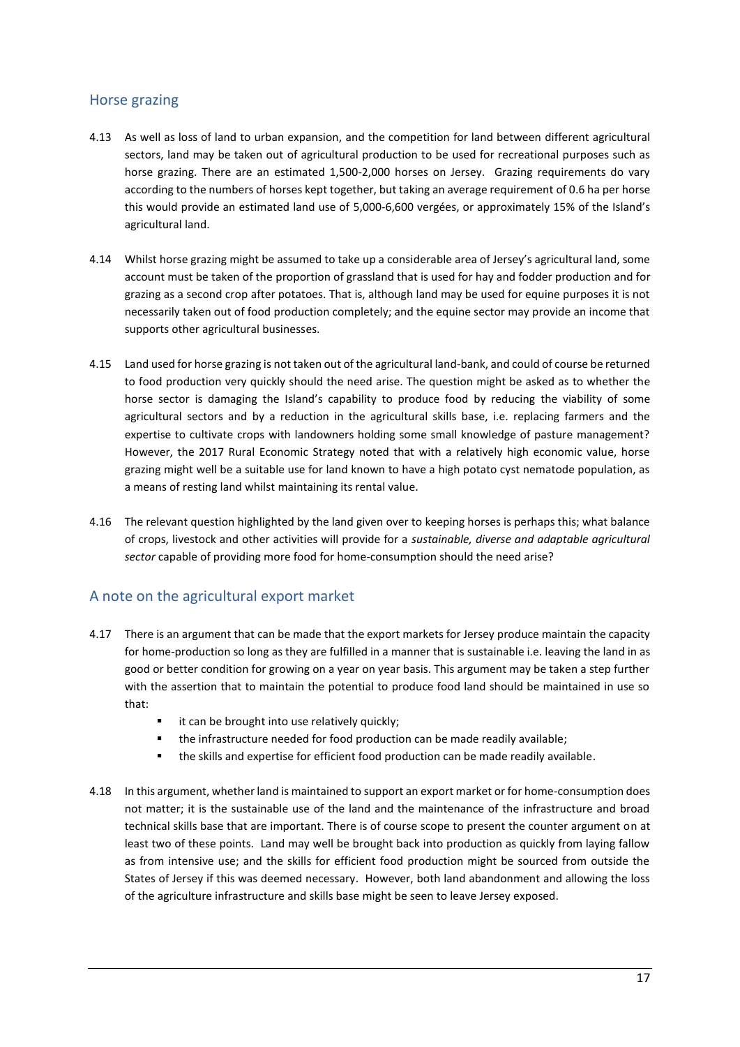## Horse grazing

4.13 As well as loss of land to urban expansion, and the competition for land between different agricultural sectors, land may be taken out of agricultural production to be used for recreational purposes such as horse grazing. There are an estimated 1,500-2,000 horses on Jersey. Grazing requirements do vary according to the numbers of horses kept together, but taking an average requirement of 0.6 ha per horse this would provide an estimated land use of 5,000-6,600 vergées, or approximately 15% of the Island's agricultural land.

4.14 Whilst horse grazing might be assumed to take up a considerable area of Jersey's agricultural land, some account must be taken of the proportion of grassland that is used for hay and fodder production and for grazing as a second crop after potatoes. That is, although land may be used for equine purposes it is not necessarily taken out of food production completely; and the equine sector may provide an income that supports other agricultural businesses.

4.15 Land used for horse grazing is not taken out of the agricultural land-bank, and could of course be returned to food production very quickly should the need arise. The question might be asked as to whether the horse sector is damaging the Island's capability to produce food by reducing the viability of some agricultural sectors and by a reduction in the agricultural skills base, i.e. replacing farmers and the expertise to cultivate crops with landowners holding some small knowledge of pasture management? However, the 2017 Rural Economic Strategy noted that with a relatively high economic value, horse grazing might well be a suitable use for land known to have a high potato cyst nematode population, as a means of resting land whilst maintaining its rental value.

4.16 The relevant question highlighted by the land given over to keeping horses is perhaps this; what balance of crops, livestock and other activities will provide for a *sustainable, diverse and adaptable agricultural sector* capable of providing more food for home-consumption should the need arise?

## A note on the agricultural export market

4.17 There is an argument that can be made that the export markets for Jersey produce maintain the capacity for home-production so long as they are fulfilled in a manner that is sustainable i.e. leaving the land in as good or better condition for growing on a year on year basis. This argument may be taken a step further with the assertion that to maintain the potential to produce food land should be maintained in use so that:

- it can be brought into use relatively quickly;
- the infrastructure needed for food production can be made readily available;
- the skills and expertise for efficient food production can be made readily available.

4.18 In this argument, whether land is maintained to support an export market or for home-consumption does not matter; it is the sustainable use of the land and the maintenance of the infrastructure and broad technical skills base that are important. There is of course scope to present the counter argument on at least two of these points. Land may well be brought back into production as quickly from laying fallow as from intensive use; and the skills for efficient food production might be sourced from outside the States of Jersey if this was deemed necessary. However, both land abandonment and allowing the loss of the agriculture infrastructure and skills base might be seen to leave Jersey exposed.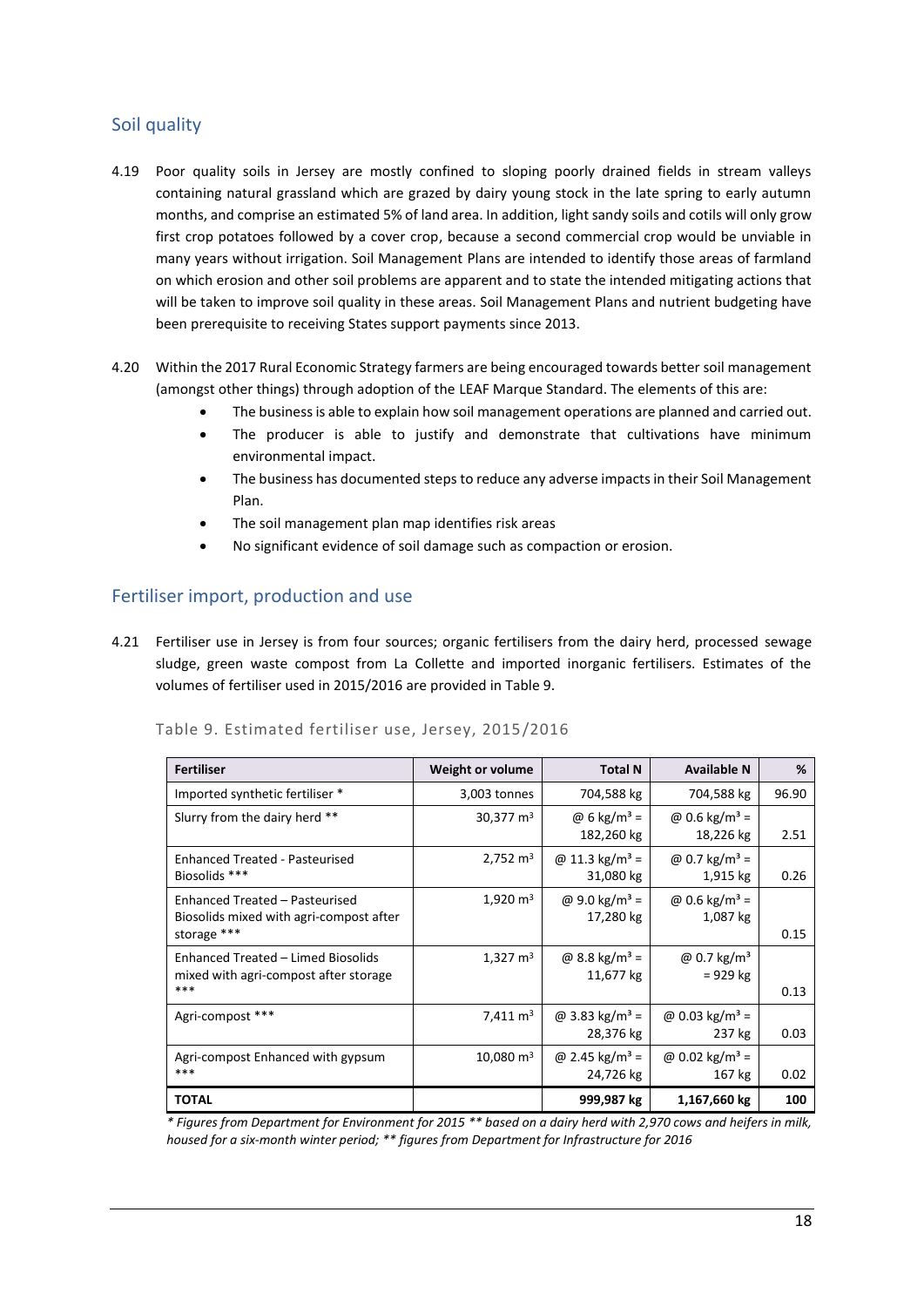## Soil quality

4.19 Poor quality soils in Jersey are mostly confined to sloping poorly drained fields in stream valleys containing natural grassland which are grazed by dairy young stock in the late spring to early autumn months, and comprise an estimated 5% of land area. In addition, light sandy soils and cotils will only grow first crop potatoes followed by a cover crop, because a second commercial crop would be unviable in many years without irrigation. Soil Management Plans are intended to identify those areas of farmland on which erosion and other soil problems are apparent and to state the intended mitigating actions that will be taken to improve soil quality in these areas. Soil Management Plans and nutrient budgeting have been prerequisite to receiving States support payments since 2013.

4.20 Within the 2017 Rural Economic Strategy farmers are being encouraged towards better soil management (amongst other things) through adoption of the LEAF Marque Standard. The elements of this are:

- The business is able to explain how soil management operations are planned and carried out.
- The producer is able to justify and demonstrate that cultivations have minimum environmental impact.
- The business has documented steps to reduce any adverse impacts in their Soil Management Plan.
- The soil management plan map identifies risk areas
- No significant evidence of soil damage such as compaction or erosion.

## Fertiliser import, production and use

4.21 Fertiliser use in Jersey is from four sources; organic fertilisers from the dairy herd, processed sewage sludge, green waste compost from La Collette and imported inorganic fertilisers. Estimates of the volumes of fertiliser used in 2015/2016 are provided in Table 9.

Table 9. Estimated fertiliser use, Jersey, 2015/2016

| Fertiliser | Weight or volume | Total N | Available N | % |
|---|---|---|---|---|
| Imported synthetic fertiliser * | 3,003 tonnes | 704,588 kg | 704,588 kg | 96.90 |
| Slurry from the dairy herd ** | 30,377 $m^3$ | @ 6 $kg/m^3$ = 182,260 kg | @ 0.6 $kg/m^3$ = 18,226 kg | 2.51 |
| Enhanced Treated - Pasteurised Biosolids *** | 2,752 $m^3$ | @ 11.3 $kg/m^3$ = 31,080 kg | @ 0.7 $kg/m^3$ = 1,915 kg | 0.26 |
| Enhanced Treated – Pasteurised Biosolids mixed with agri-compost after storage *** | 1,920 $m^3$ | @ 9.0 $kg/m^3$ = 17,280 kg | @ 0.6 $kg/m^3$ = 1,087 kg | 0.15 |
| Enhanced Treated – Limed Biosolids mixed with agri-compost after storage *** | 1,327 $m^3$ | @ 8.8 $kg/m^3$ = 11,677 kg | @ 0.7 $kg/m^3$ = 929 kg | 0.13 |
| Agri-compost *** | 7,411 $m^3$ | @ 3.83 $kg/m^3$ = 28,376 kg | @ 0.03 $kg/m^3$ = 237 kg | 0.03 |
| Agri-compost Enhanced with gypsum *** | 10,080 $m^3$ | @ 2.45 $kg/m^3$ = 24,726 kg | @ 0.02 $kg/m^3$ = 167 kg | 0.02 |
| **TOTAL** | | **999,987 kg** | **1,167,660 kg** | **100** |

*\* Figures from Department for Environment for 2015 \*\* based on a dairy herd with 2,970 cows and heifers in milk, housed for a six-month winter period; \*\* figures from Department for Infrastructure for 2016*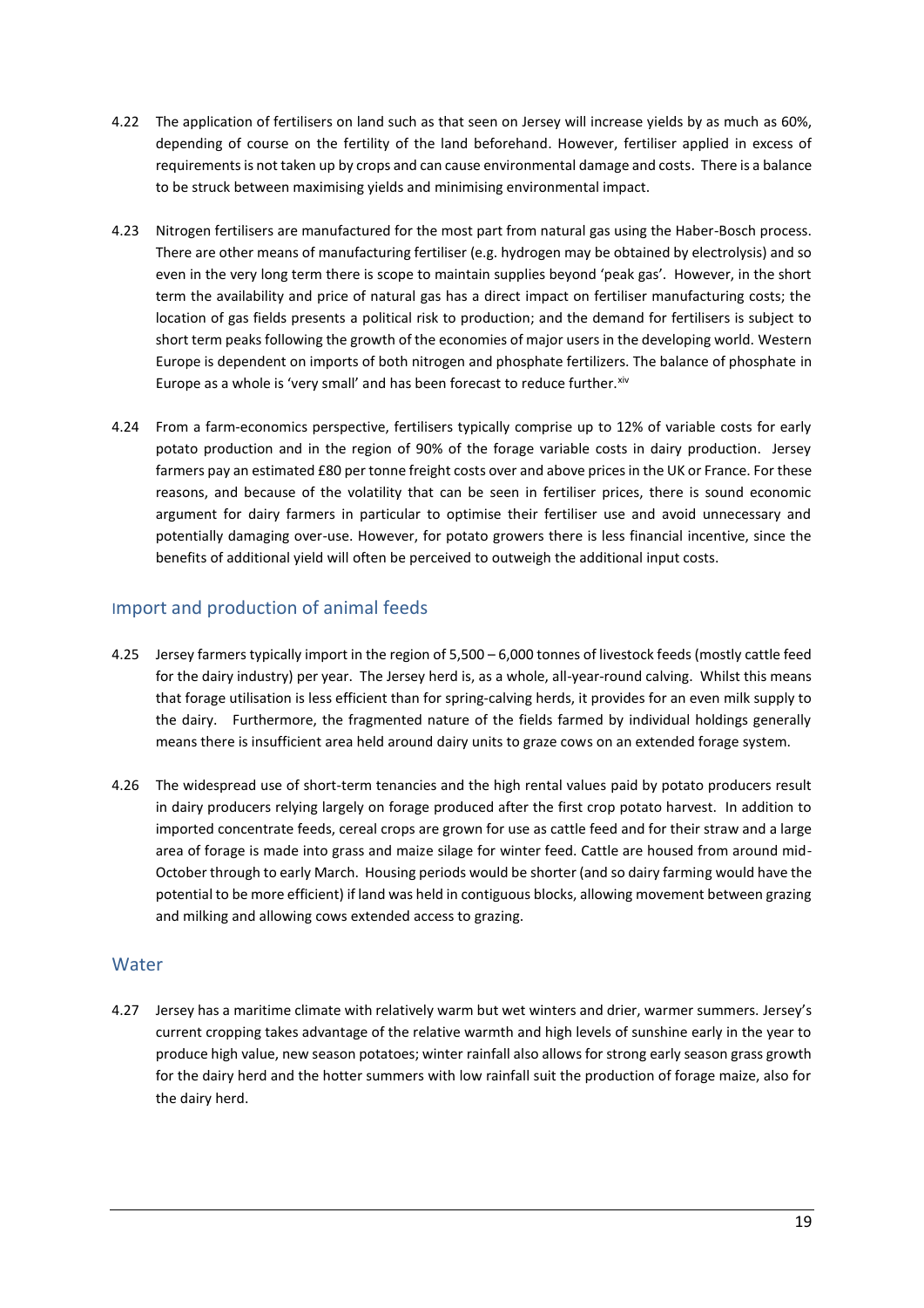4.22 The application of fertilisers on land such as that seen on Jersey will increase yields by as much as 60%, depending of course on the fertility of the land beforehand. However, fertiliser applied in excess of requirements is not taken up by crops and can cause environmental damage and costs. There is a balance to be struck between maximising yields and minimising environmental impact.

4.23 Nitrogen fertilisers are manufactured for the most part from natural gas using the Haber-Bosch process. There are other means of manufacturing fertiliser (e.g. hydrogen may be obtained by electrolysis) and so even in the very long term there is scope to maintain supplies beyond 'peak gas'. However, in the short term the availability and price of natural gas has a direct impact on fertiliser manufacturing costs; the location of gas fields presents a political risk to production; and the demand for fertilisers is subject to short term peaks following the growth of the economies of major users in the developing world. Western Europe is dependent on imports of both nitrogen and phosphate fertilizers. The balance of phosphate in Europe as a whole is 'very small' and has been forecast to reduce further.[xiv]

4.24 From a farm-economics perspective, fertilisers typically comprise up to 12% of variable costs for early potato production and in the region of 90% of the forage variable costs in dairy production. Jersey farmers pay an estimated £80 per tonne freight costs over and above prices in the UK or France. For these reasons, and because of the volatility that can be seen in fertiliser prices, there is sound economic argument for dairy farmers in particular to optimise their fertiliser use and avoid unnecessary and potentially damaging over-use. However, for potato growers there is less financial incentive, since the benefits of additional yield will often be perceived to outweigh the additional input costs.

## Import and production of animal feeds

4.25 Jersey farmers typically import in the region of 5,500 – 6,000 tonnes of livestock feeds (mostly cattle feed for the dairy industry) per year. The Jersey herd is, as a whole, all-year-round calving. Whilst this means that forage utilisation is less efficient than for spring-calving herds, it provides for an even milk supply to the dairy. Furthermore, the fragmented nature of the fields farmed by individual holdings generally means there is insufficient area held around dairy units to graze cows on an extended forage system.

4.26 The widespread use of short-term tenancies and the high rental values paid by potato producers result in dairy producers relying largely on forage produced after the first crop potato harvest. In addition to imported concentrate feeds, cereal crops are grown for use as cattle feed and for their straw and a large area of forage is made into grass and maize silage for winter feed. Cattle are housed from around mid-October through to early March. Housing periods would be shorter (and so dairy farming would have the potential to be more efficient) if land was held in contiguous blocks, allowing movement between grazing and milking and allowing cows extended access to grazing.

## Water

4.27 Jersey has a maritime climate with relatively warm but wet winters and drier, warmer summers. Jersey's current cropping takes advantage of the relative warmth and high levels of sunshine early in the year to produce high value, new season potatoes; winter rainfall also allows for strong early season grass growth for the dairy herd and the hotter summers with low rainfall suit the production of forage maize, also for the dairy herd.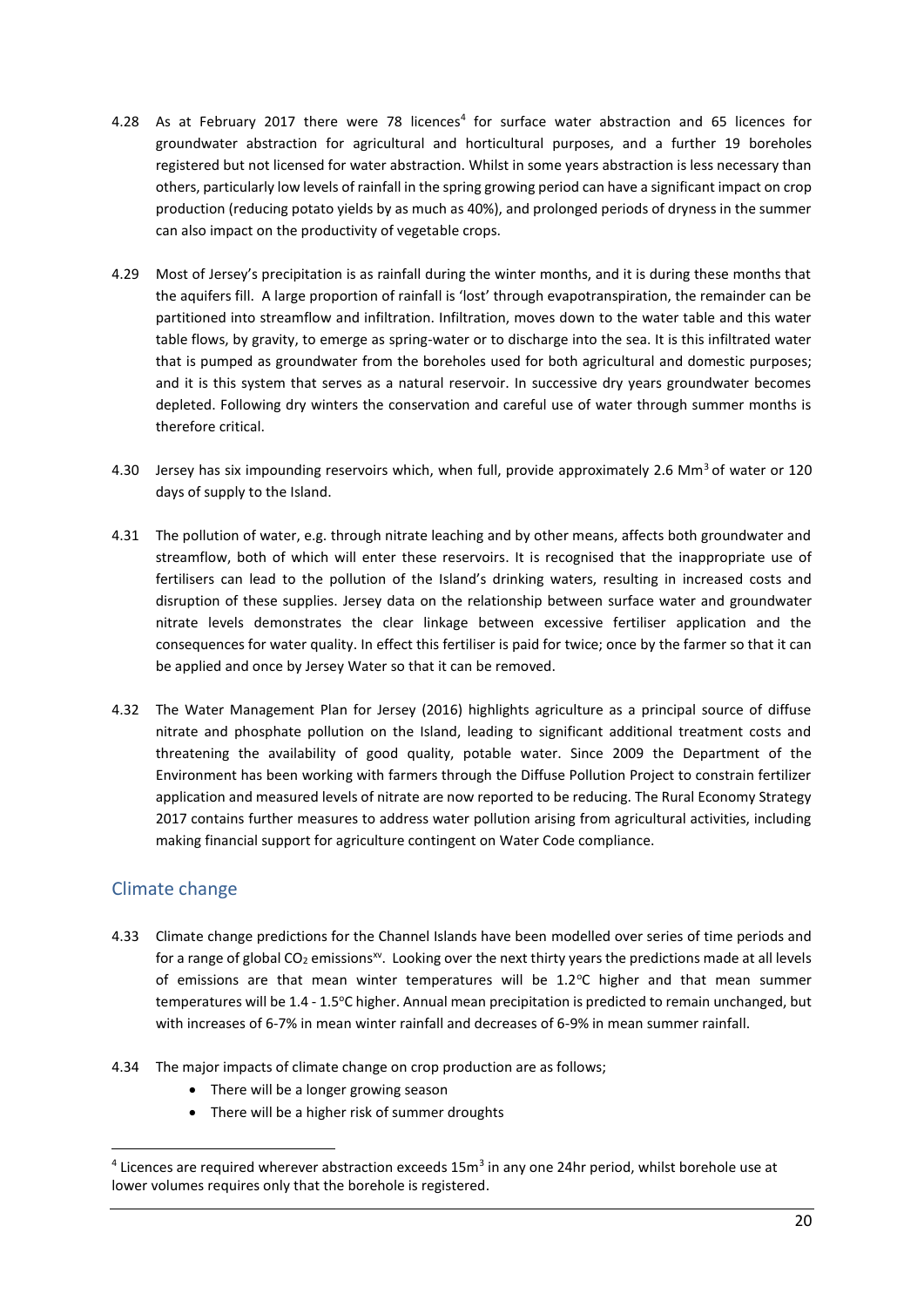4.28 As at February 2017 there were 78 licences[4] for surface water abstraction and 65 licences for groundwater abstraction for agricultural and horticultural purposes, and a further 19 boreholes registered but not licensed for water abstraction. Whilst in some years abstraction is less necessary than others, particularly low levels of rainfall in the spring growing period can have a significant impact on crop production (reducing potato yields by as much as 40%), and prolonged periods of dryness in the summer can also impact on the productivity of vegetable crops.

4.29 Most of Jersey's precipitation is as rainfall during the winter months, and it is during these months that the aquifers fill. A large proportion of rainfall is 'lost' through evapotranspiration, the remainder can be partitioned into streamflow and infiltration. Infiltration, moves down to the water table and this water table flows, by gravity, to emerge as spring-water or to discharge into the sea. It is this infiltrated water that is pumped as groundwater from the boreholes used for both agricultural and domestic purposes; and it is this system that serves as a natural reservoir. In successive dry years groundwater becomes depleted. Following dry winters the conservation and careful use of water through summer months is therefore critical.

4.30 Jersey has six impounding reservoirs which, when full, provide approximately 2.6 $Mm^3$ of water or 120 days of supply to the Island.

4.31 The pollution of water, e.g. through nitrate leaching and by other means, affects both groundwater and streamflow, both of which will enter these reservoirs. It is recognised that the inappropriate use of fertilisers can lead to the pollution of the Island's drinking waters, resulting in increased costs and disruption of these supplies. Jersey data on the relationship between surface water and groundwater nitrate levels demonstrates the clear linkage between excessive fertiliser application and the consequences for water quality. In effect this fertiliser is paid for twice; once by the farmer so that it can be applied and once by Jersey Water so that it can be removed.

4.32 The Water Management Plan for Jersey (2016) highlights agriculture as a principal source of diffuse nitrate and phosphate pollution on the Island, leading to significant additional treatment costs and threatening the availability of good quality, potable water. Since 2009 the Department of the Environment has been working with farmers through the Diffuse Pollution Project to constrain fertilizer application and measured levels of nitrate are now reported to be reducing. The Rural Economy Strategy 2017 contains further measures to address water pollution arising from agricultural activities, including making financial support for agriculture contingent on Water Code compliance.

## Climate change

4.33 Climate change predictions for the Channel Islands have been modelled over series of time periods and for a range of global $CO_2$ emissions[xv]. Looking over the next thirty years the predictions made at all levels of emissions are that mean winter temperatures will be 1.2°C higher and that mean summer temperatures will be 1.4 - 1.5°C higher. Annual mean precipitation is predicted to remain unchanged, but with increases of 6-7% in mean winter rainfall and decreases of 6-9% in mean summer rainfall.

4.34 The major impacts of climate change on crop production are as follows;

- There will be a longer growing season
- There will be a higher risk of summer droughts

[4] Licences are required wherever abstraction exceeds 15$m^3$ in any one 24hr period, whilst borehole use at lower volumes requires only that the borehole is registered.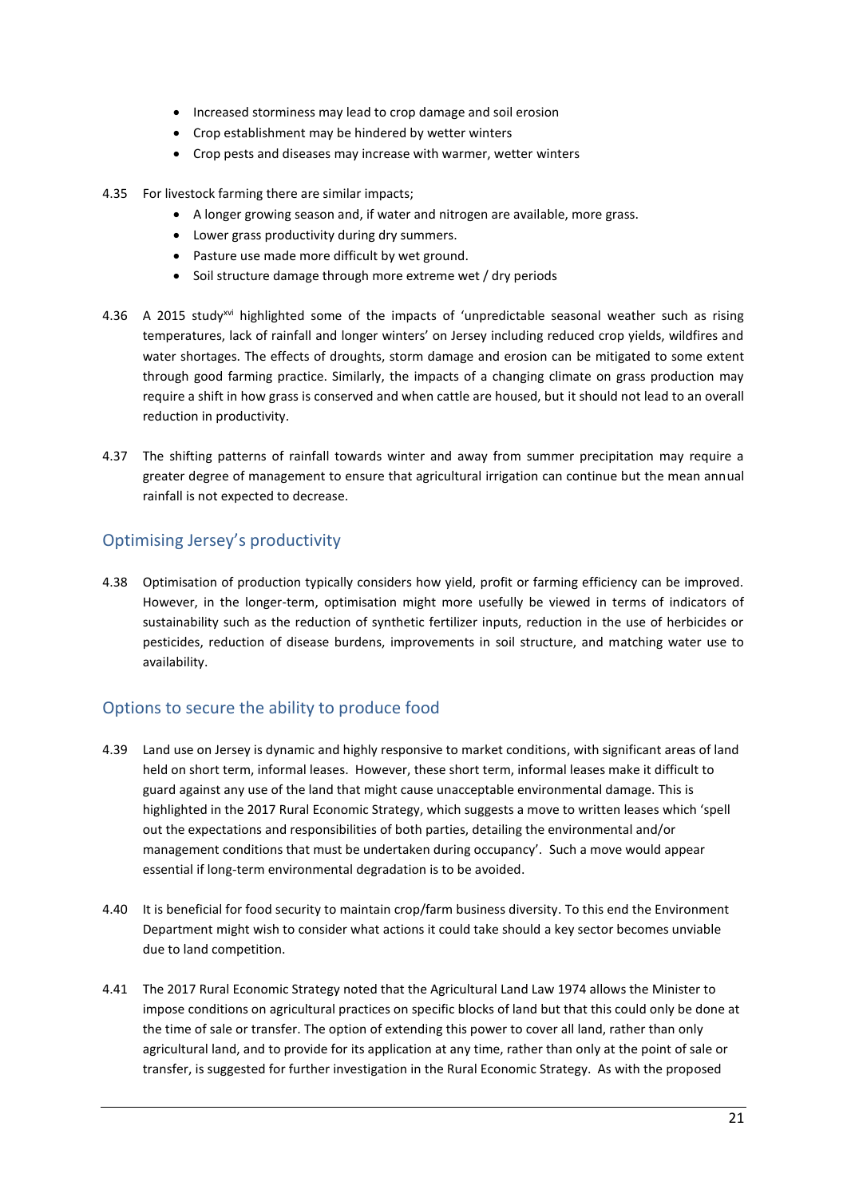- Increased storminess may lead to crop damage and soil erosion
- Crop establishment may be hindered by wetter winters
- Crop pests and diseases may increase with warmer, wetter winters

4.35 For livestock farming there are similar impacts;

- A longer growing season and, if water and nitrogen are available, more grass.
- Lower grass productivity during dry summers.
- Pasture use made more difficult by wet ground.
- Soil structure damage through more extreme wet / dry periods

4.36 A 2015 study[xvi] highlighted some of the impacts of 'unpredictable seasonal weather such as rising temperatures, lack of rainfall and longer winters' on Jersey including reduced crop yields, wildfires and water shortages. The effects of droughts, storm damage and erosion can be mitigated to some extent through good farming practice. Similarly, the impacts of a changing climate on grass production may require a shift in how grass is conserved and when cattle are housed, but it should not lead to an overall reduction in productivity.

4.37 The shifting patterns of rainfall towards winter and away from summer precipitation may require a greater degree of management to ensure that agricultural irrigation can continue but the mean annual rainfall is not expected to decrease.

## Optimising Jersey's productivity

4.38 Optimisation of production typically considers how yield, profit or farming efficiency can be improved. However, in the longer-term, optimisation might more usefully be viewed in terms of indicators of sustainability such as the reduction of synthetic fertilizer inputs, reduction in the use of herbicides or pesticides, reduction of disease burdens, improvements in soil structure, and matching water use to availability.

## Options to secure the ability to produce food

4.39 Land use on Jersey is dynamic and highly responsive to market conditions, with significant areas of land held on short term, informal leases. However, these short term, informal leases make it difficult to guard against any use of the land that might cause unacceptable environmental damage. This is highlighted in the 2017 Rural Economic Strategy, which suggests a move to written leases which 'spell out the expectations and responsibilities of both parties, detailing the environmental and/or management conditions that must be undertaken during occupancy'. Such a move would appear essential if long-term environmental degradation is to be avoided.

4.40 It is beneficial for food security to maintain crop/farm business diversity. To this end the Environment Department might wish to consider what actions it could take should a key sector becomes unviable due to land competition.

4.41 The 2017 Rural Economic Strategy noted that the Agricultural Land Law 1974 allows the Minister to impose conditions on agricultural practices on specific blocks of land but that this could only be done at the time of sale or transfer. The option of extending this power to cover all land, rather than only agricultural land, and to provide for its application at any time, rather than only at the point of sale or transfer, is suggested for further investigation in the Rural Economic Strategy. As with the proposed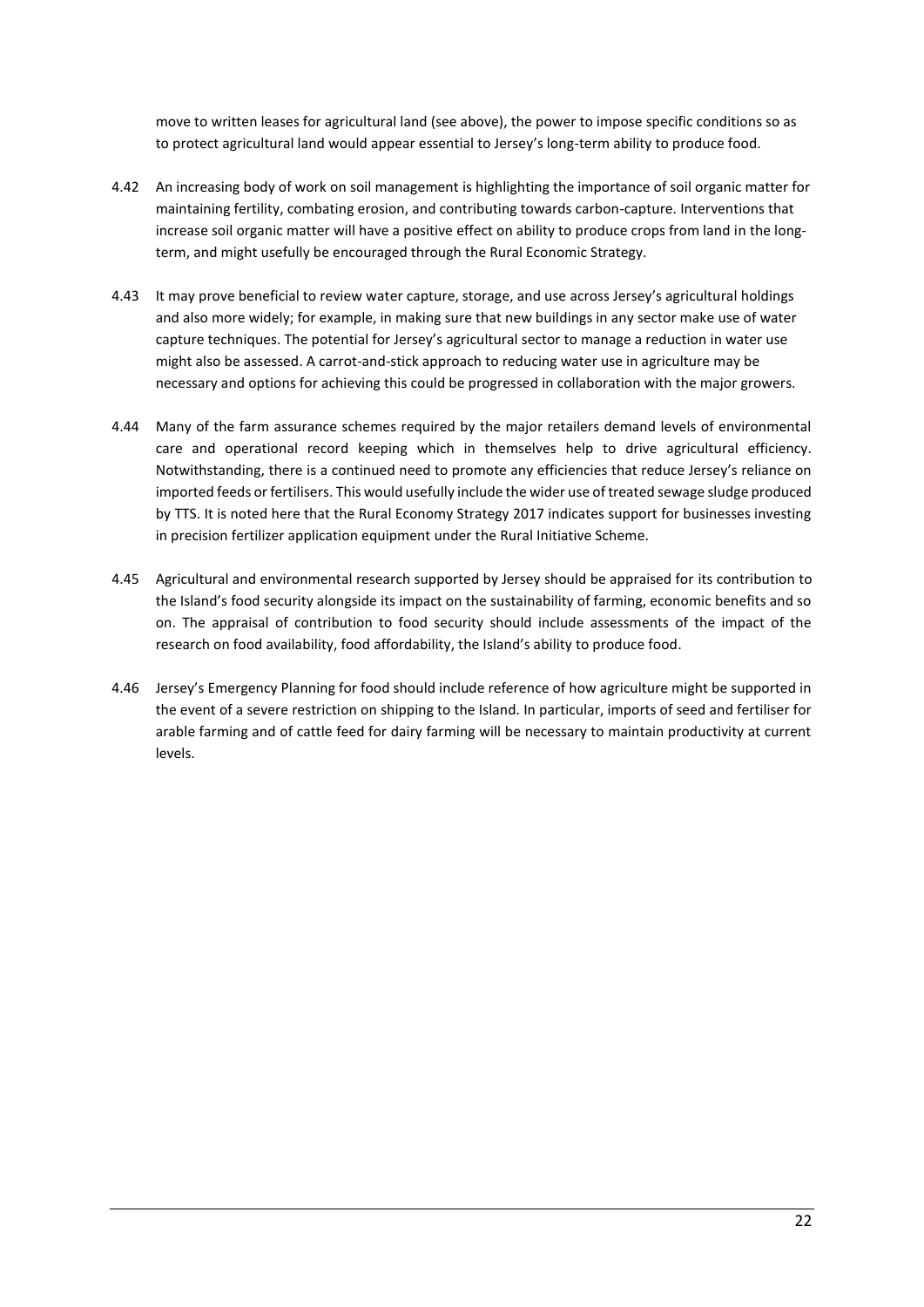move to written leases for agricultural land (see above), the power to impose specific conditions so as to protect agricultural land would appear essential to Jersey's long-term ability to produce food.

4.42 An increasing body of work on soil management is highlighting the importance of soil organic matter for maintaining fertility, combating erosion, and contributing towards carbon-capture. Interventions that increase soil organic matter will have a positive effect on ability to produce crops from land in the long-term, and might usefully be encouraged through the Rural Economic Strategy.

4.43 It may prove beneficial to review water capture, storage, and use across Jersey's agricultural holdings and also more widely; for example, in making sure that new buildings in any sector make use of water capture techniques. The potential for Jersey's agricultural sector to manage a reduction in water use might also be assessed. A carrot-and-stick approach to reducing water use in agriculture may be necessary and options for achieving this could be progressed in collaboration with the major growers.

4.44 Many of the farm assurance schemes required by the major retailers demand levels of environmental care and operational record keeping which in themselves help to drive agricultural efficiency. Notwithstanding, there is a continued need to promote any efficiencies that reduce Jersey's reliance on imported feeds or fertilisers. This would usefully include the wider use of treated sewage sludge produced by TTS. It is noted here that the Rural Economy Strategy 2017 indicates support for businesses investing in precision fertilizer application equipment under the Rural Initiative Scheme.

4.45 Agricultural and environmental research supported by Jersey should be appraised for its contribution to the Island's food security alongside its impact on the sustainability of farming, economic benefits and so on. The appraisal of contribution to food security should include assessments of the impact of the research on food availability, food affordability, the Island's ability to produce food.

4.46 Jersey's Emergency Planning for food should include reference of how agriculture might be supported in the event of a severe restriction on shipping to the Island. In particular, imports of seed and fertiliser for arable farming and of cattle feed for dairy farming will be necessary to maintain productivity at current levels.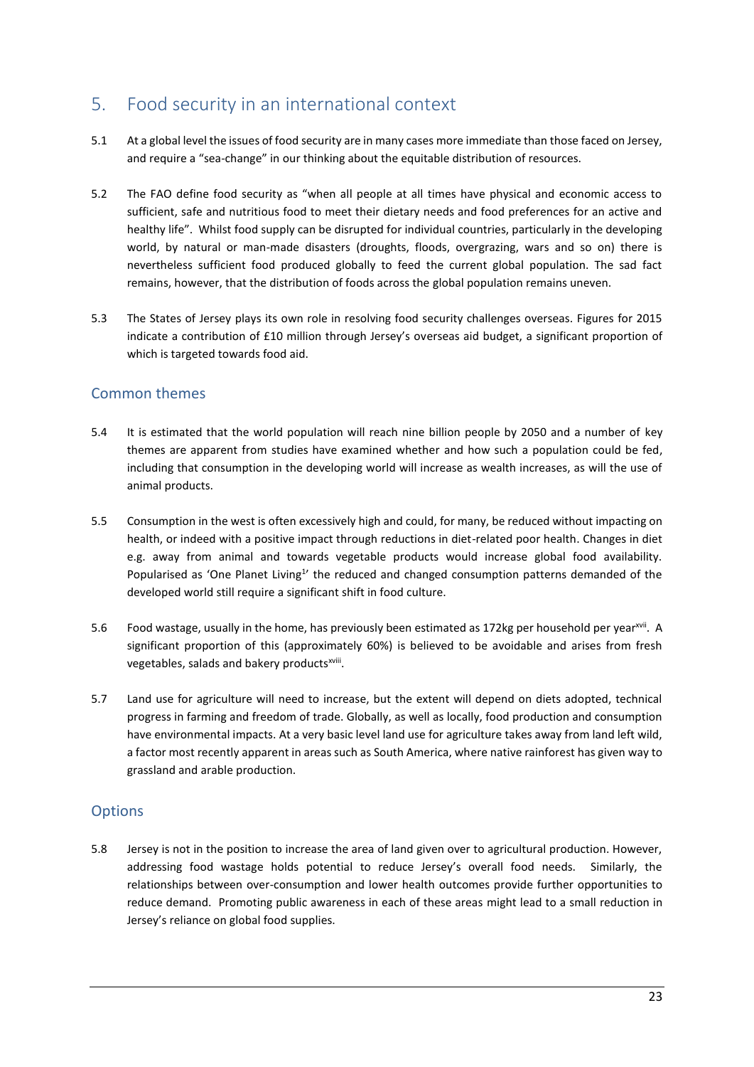## 5. Food security in an international context

5.1 At a global level the issues of food security are in many cases more immediate than those faced on Jersey, and require a "sea-change" in our thinking about the equitable distribution of resources.

5.2 The FAO define food security as "when all people at all times have physical and economic access to sufficient, safe and nutritious food to meet their dietary needs and food preferences for an active and healthy life". Whilst food supply can be disrupted for individual countries, particularly in the developing world, by natural or man-made disasters (droughts, floods, overgrazing, wars and so on) there is nevertheless sufficient food produced globally to feed the current global population. The sad fact remains, however, that the distribution of foods across the global population remains uneven.

5.3 The States of Jersey plays its own role in resolving food security challenges overseas. Figures for 2015 indicate a contribution of £10 million through Jersey's overseas aid budget, a significant proportion of which is targeted towards food aid.

### Common themes

5.4 It is estimated that the world population will reach nine billion people by 2050 and a number of key themes are apparent from studies have examined whether and how such a population could be fed, including that consumption in the developing world will increase as wealth increases, as will the use of animal products.

5.5 Consumption in the west is often excessively high and could, for many, be reduced without impacting on health, or indeed with a positive impact through reductions in diet-related poor health. Changes in diet e.g. away from animal and towards vegetable products would increase global food availability. Popularised as 'One Planet Living[1]' the reduced and changed consumption patterns demanded of the developed world still require a significant shift in food culture.

5.6 Food wastage, usually in the home, has previously been estimated as 172kg per household per year[xvii]. A significant proportion of this (approximately 60%) is believed to be avoidable and arises from fresh vegetables, salads and bakery products[xviii].

5.7 Land use for agriculture will need to increase, but the extent will depend on diets adopted, technical progress in farming and freedom of trade. Globally, as well as locally, food production and consumption have environmental impacts. At a very basic level land use for agriculture takes away from land left wild, a factor most recently apparent in areas such as South America, where native rainforest has given way to grassland and arable production.

### Options

5.8 Jersey is not in the position to increase the area of land given over to agricultural production. However, addressing food wastage holds potential to reduce Jersey's overall food needs. Similarly, the relationships between over-consumption and lower health outcomes provide further opportunities to reduce demand. Promoting public awareness in each of these areas might lead to a small reduction in Jersey's reliance on global food supplies.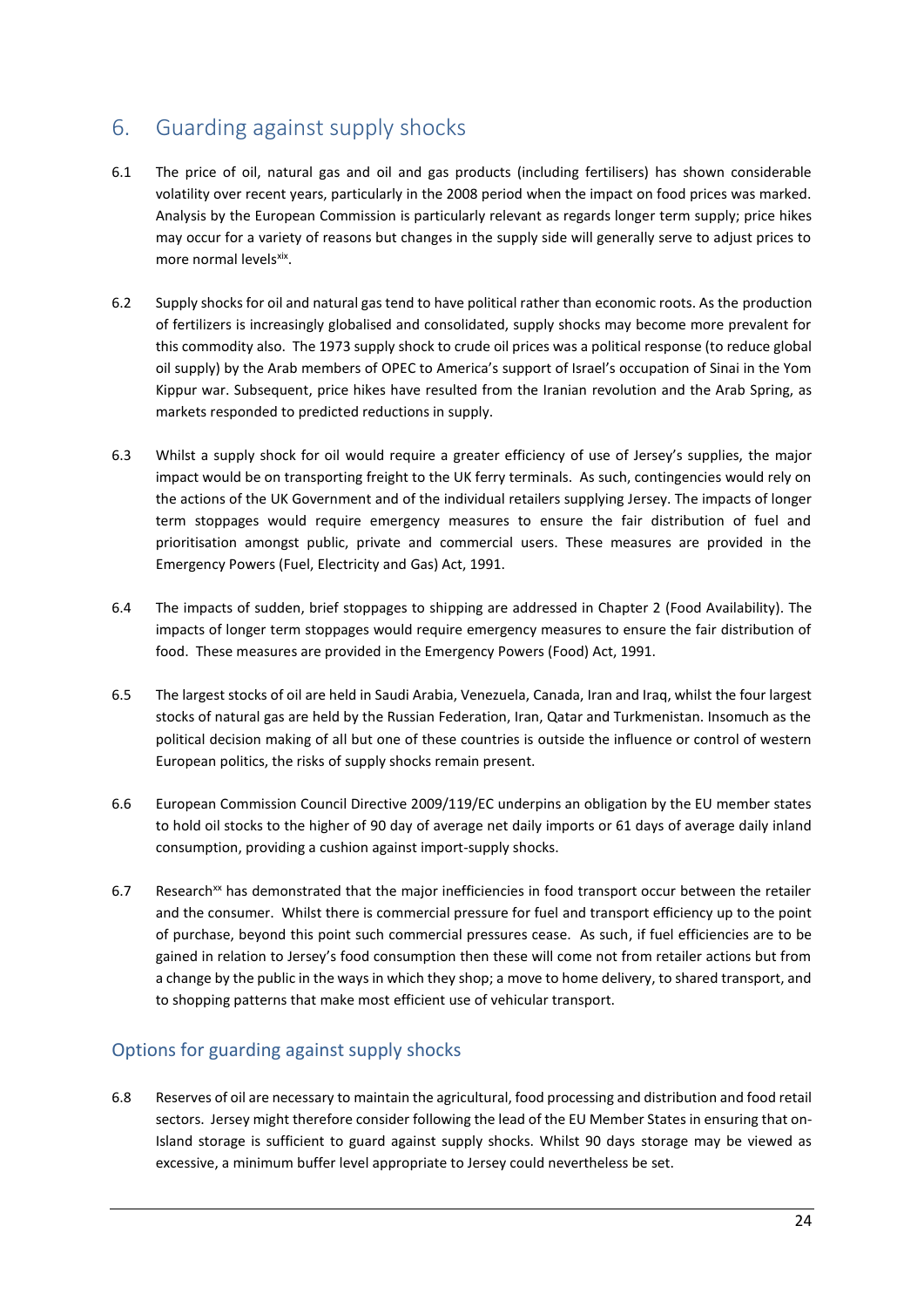## 6. Guarding against supply shocks

6.1 The price of oil, natural gas and oil and gas products (including fertilisers) has shown considerable volatility over recent years, particularly in the 2008 period when the impact on food prices was marked. Analysis by the European Commission is particularly relevant as regards longer term supply; price hikes may occur for a variety of reasons but changes in the supply side will generally serve to adjust prices to more normal levels[xix].

6.2 Supply shocks for oil and natural gas tend to have political rather than economic roots. As the production of fertilizers is increasingly globalised and consolidated, supply shocks may become more prevalent for this commodity also. The 1973 supply shock to crude oil prices was a political response (to reduce global oil supply) by the Arab members of OPEC to America's support of Israel's occupation of Sinai in the Yom Kippur war. Subsequent, price hikes have resulted from the Iranian revolution and the Arab Spring, as markets responded to predicted reductions in supply.

6.3 Whilst a supply shock for oil would require a greater efficiency of use of Jersey's supplies, the major impact would be on transporting freight to the UK ferry terminals. As such, contingencies would rely on the actions of the UK Government and of the individual retailers supplying Jersey. The impacts of longer term stoppages would require emergency measures to ensure the fair distribution of fuel and prioritisation amongst public, private and commercial users. These measures are provided in the Emergency Powers (Fuel, Electricity and Gas) Act, 1991.

6.4 The impacts of sudden, brief stoppages to shipping are addressed in Chapter 2 (Food Availability). The impacts of longer term stoppages would require emergency measures to ensure the fair distribution of food. These measures are provided in the Emergency Powers (Food) Act, 1991.

6.5 The largest stocks of oil are held in Saudi Arabia, Venezuela, Canada, Iran and Iraq, whilst the four largest stocks of natural gas are held by the Russian Federation, Iran, Qatar and Turkmenistan. Insomuch as the political decision making of all but one of these countries is outside the influence or control of western European politics, the risks of supply shocks remain present.

6.6 European Commission Council Directive 2009/119/EC underpins an obligation by the EU member states to hold oil stocks to the higher of 90 day of average net daily imports or 61 days of average daily inland consumption, providing a cushion against import-supply shocks.

6.7 Research[xx] has demonstrated that the major inefficiencies in food transport occur between the retailer and the consumer. Whilst there is commercial pressure for fuel and transport efficiency up to the point of purchase, beyond this point such commercial pressures cease. As such, if fuel efficiencies are to be gained in relation to Jersey's food consumption then these will come not from retailer actions but from a change by the public in the ways in which they shop; a move to home delivery, to shared transport, and to shopping patterns that make most efficient use of vehicular transport.

### Options for guarding against supply shocks

6.8 Reserves of oil are necessary to maintain the agricultural, food processing and distribution and food retail sectors. Jersey might therefore consider following the lead of the EU Member States in ensuring that on-Island storage is sufficient to guard against supply shocks. Whilst 90 days storage may be viewed as excessive, a minimum buffer level appropriate to Jersey could nevertheless be set.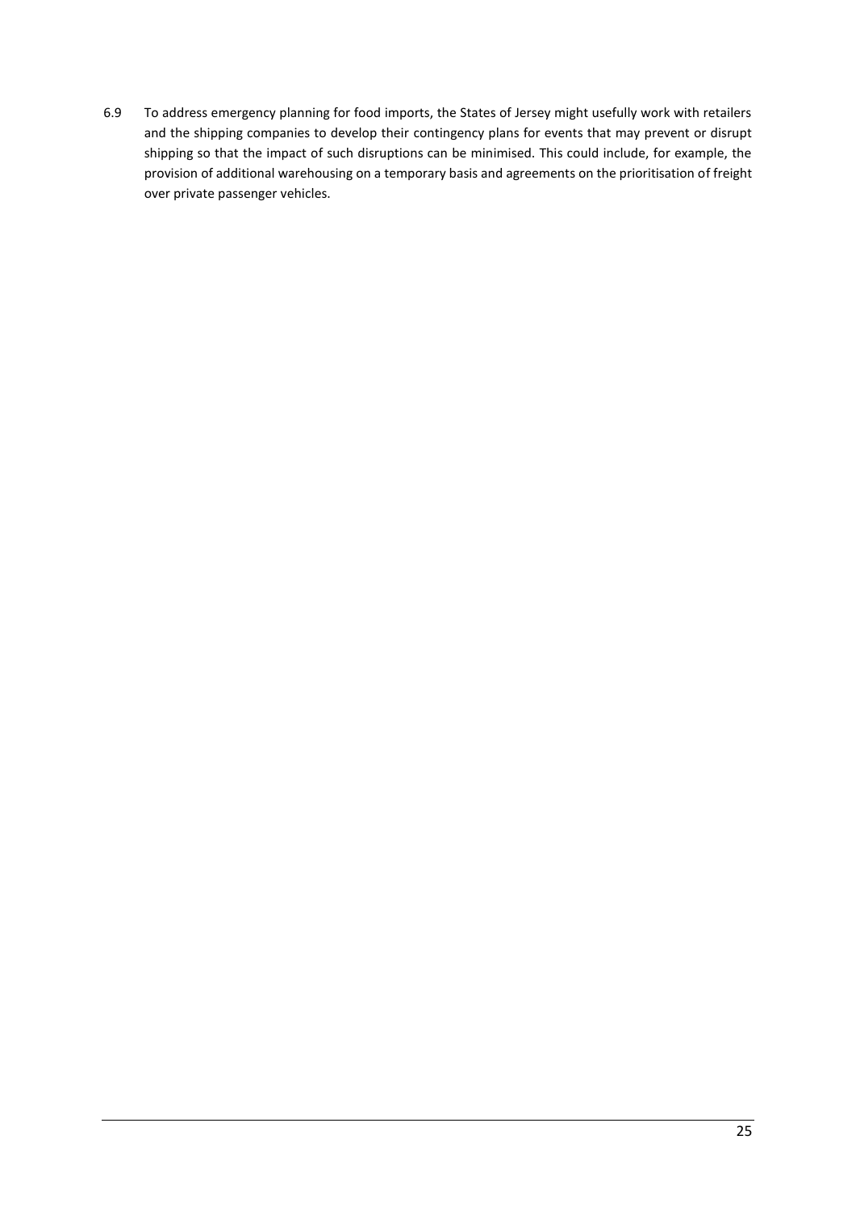6.9 To address emergency planning for food imports, the States of Jersey might usefully work with retailers and the shipping companies to develop their contingency plans for events that may prevent or disrupt shipping so that the impact of such disruptions can be minimised. This could include, for example, the provision of additional warehousing on a temporary basis and agreements on the prioritisation of freight over private passenger vehicles.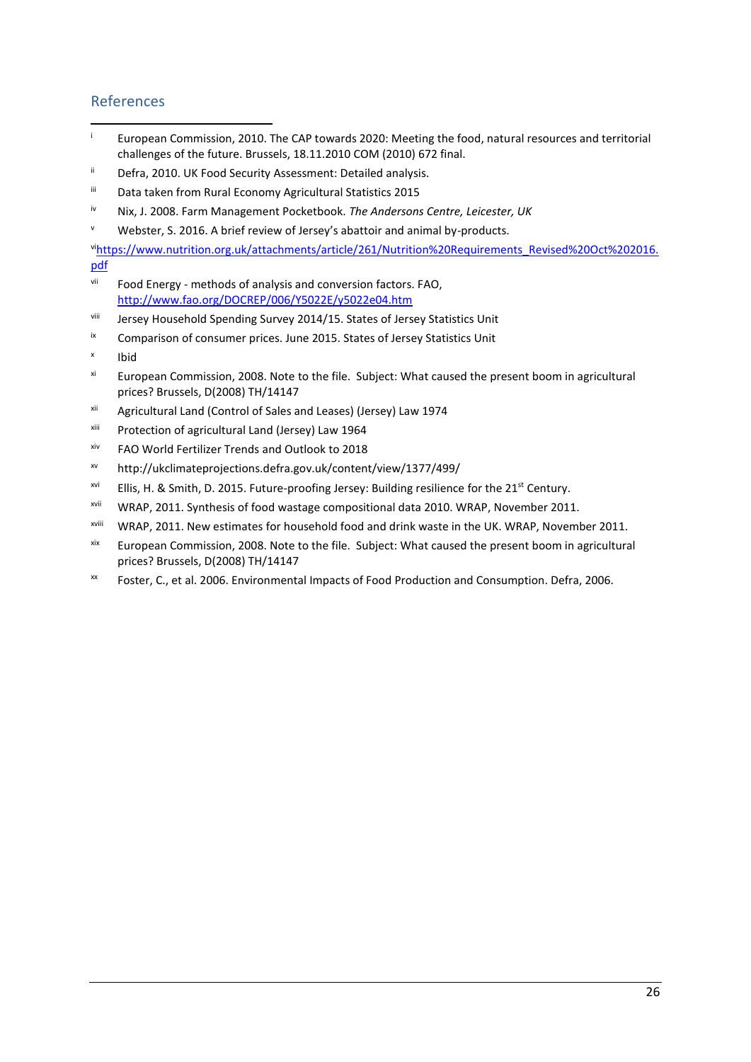## References

[i] European Commission, 2010. The CAP towards 2020: Meeting the food, natural resources and territorial challenges of the future. Brussels, 18.11.2010 COM (2010) 672 final.

[ii] Defra, 2010. UK Food Security Assessment: Detailed analysis.

[iii] Data taken from Rural Economy Agricultural Statistics 2015

[iv] Nix, J. 2008. Farm Management Pocketbook. *The Andersons Centre, Leicester, UK*

[v] Webster, S. 2016. A brief review of Jersey's abattoir and animal by-products.

[vi] https://www.nutrition.org.uk/attachments/article/261/Nutrition%20Requirements_Revised%20Oct%202016.pdf

[vii] Food Energy - methods of analysis and conversion factors. FAO, http://www.fao.org/DOCREP/006/Y5022E/y5022e04.htm

[viii] Jersey Household Spending Survey 2014/15. States of Jersey Statistics Unit

[ix] Comparison of consumer prices. June 2015. States of Jersey Statistics Unit

[x] Ibid

[xi] European Commission, 2008. Note to the file. Subject: What caused the present boom in agricultural prices? Brussels, D(2008) TH/14147

[xii] Agricultural Land (Control of Sales and Leases) (Jersey) Law 1974

[xiii] Protection of agricultural Land (Jersey) Law 1964

[xiv] FAO World Fertilizer Trends and Outlook to 2018

[xv] http://ukclimateprojections.defra.gov.uk/content/view/1377/499/

[xvi] Ellis, H. & Smith, D. 2015. Future-proofing Jersey: Building resilience for the 21st Century.

[xvii] WRAP, 2011. Synthesis of food wastage compositional data 2010. WRAP, November 2011.

[xviii] WRAP, 2011. New estimates for household food and drink waste in the UK. WRAP, November 2011.

[xix] European Commission, 2008. Note to the file. Subject: What caused the present boom in agricultural prices? Brussels, D(2008) TH/14147

[xx] Foster, C., et al. 2006. Environmental Impacts of Food Production and Consumption. Defra, 2006.